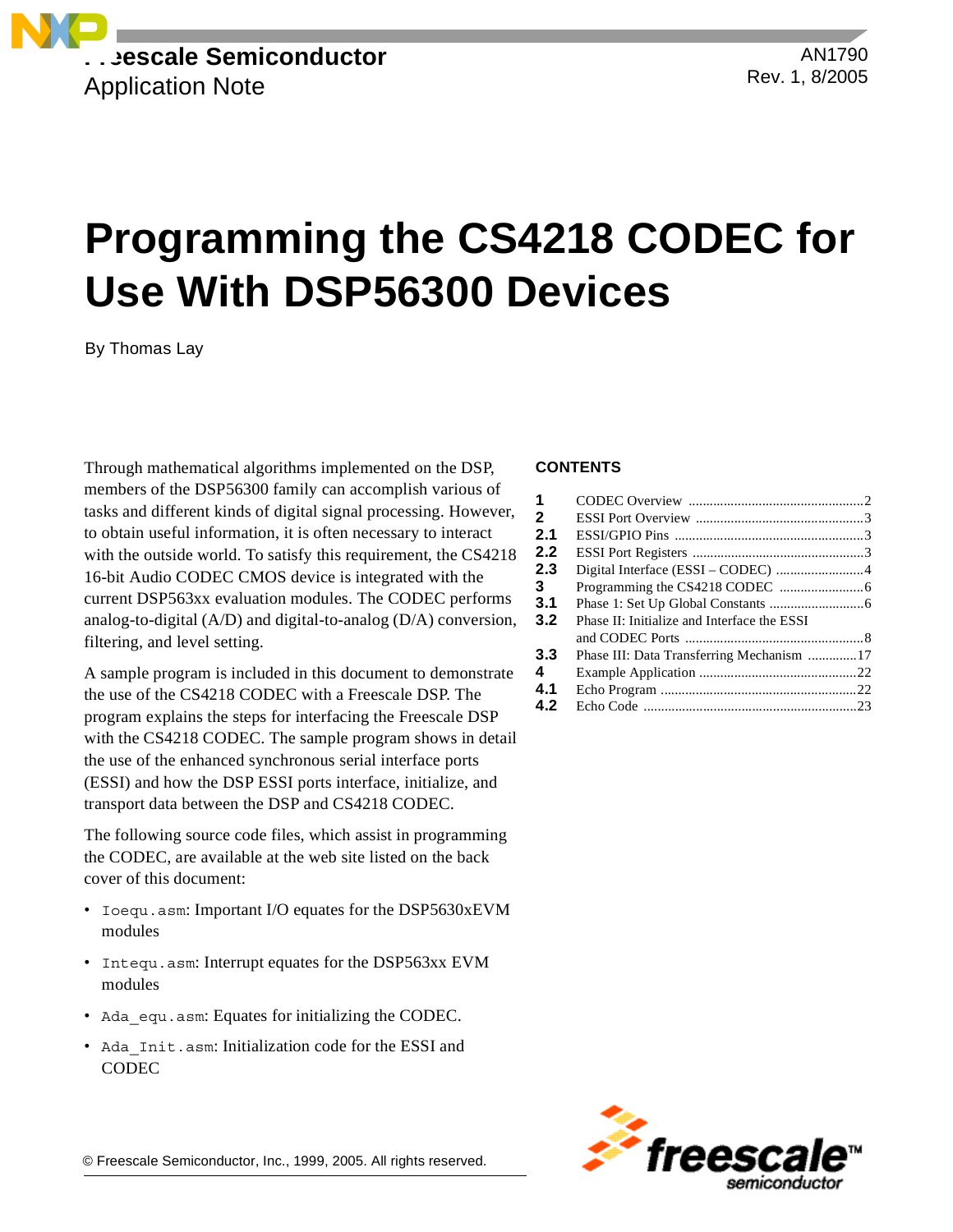Freescale Semiconductor
Application Note

AN1790
Rev. 1, 8/2005

# Programming the CS4218 CODEC for Use With DSP56300 Devices

By Thomas Lay

Through mathematical algorithms implemented on the DSP, members of the DSP56300 family can accomplish various of tasks and different kinds of digital signal processing. However, to obtain useful information, it is often necessary to interact with the outside world. To satisfy this requirement, the CS4218 16-bit Audio CODEC CMOS device is integrated with the current DSP563xx evaluation modules. The CODEC performs analog-to-digital (A/D) and digital-to-analog (D/A) conversion, filtering, and level setting.

A sample program is included in this document to demonstrate the use of the CS4218 CODEC with a Freescale DSP. The program explains the steps for interfacing the Freescale DSP with the CS4218 CODEC. The sample program shows in detail the use of the enhanced synchronous serial interface ports (ESSI) and how the DSP ESSI ports interface, initialize, and transport data between the DSP and CS4218 CODEC.

The following source code files, which assist in programming the CODEC, are available at the web site listed on the back cover of this document:

- `Ioequ.asm`: Important I/O equates for the DSP5630xEVM modules
- `Intequ.asm`: Interrupt equates for the DSP563xx EVM modules
- `Ada_equ.asm`: Equates for initializing the CODEC.
- `Ada_Init.asm`: Initialization code for the ESSI and CODEC

**CONTENTS**

| | | |
|---|---|---|
| **1** | CODEC Overview | 2 |
| **2** | ESSI Port Overview | 3 |
| **2.1** | ESSI/GPIO Pins | 3 |
| **2.2** | ESSI Port Registers | 3 |
| **2.3** | Digital Interface (ESSI – CODEC) | 4 |
| **3** | Programming the CS4218 CODEC | 6 |
| **3.1** | Phase 1: Set Up Global Constants | 6 |
| **3.2** | Phase II: Initialize and Interface the ESSI and CODEC Ports | 8 |
| **3.3** | Phase III: Data Transferring Mechanism | 17 |
| **4** | Example Application | 22 |
| **4.1** | Echo Program | 22 |
| **4.2** | Echo Code | 23 |

© Freescale Semiconductor, Inc., 1999, 2005. All rights reserved.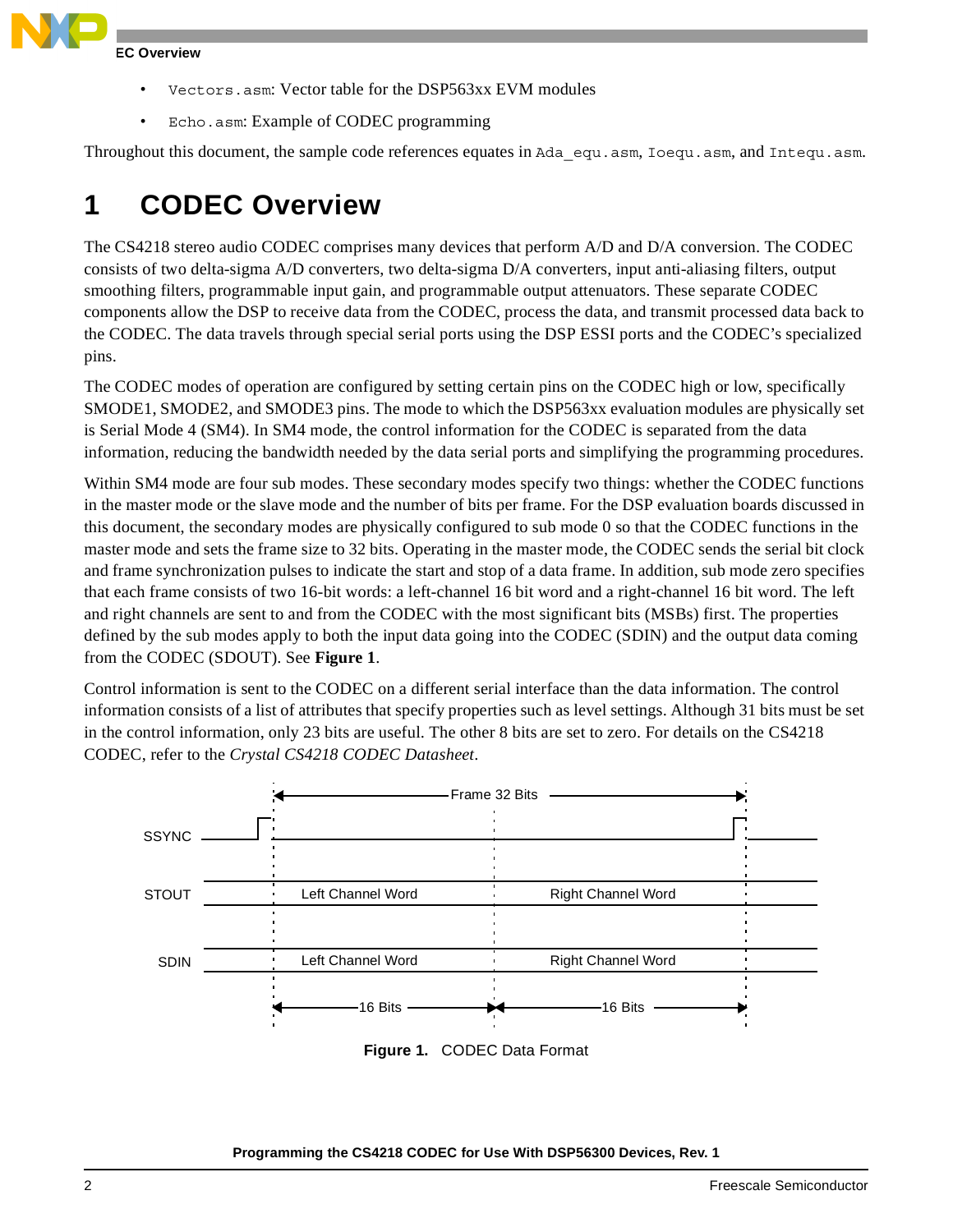- `Vectors.asm`: Vector table for the DSP563xx EVM modules
- `Echo.asm`: Example of CODEC programming

Throughout this document, the sample code references equates in `Ada_equ.asm`, `Ioequ.asm`, and `Intequ.asm`.

# 1 CODEC Overview

The CS4218 stereo audio CODEC comprises many devices that perform A/D and D/A conversion. The CODEC consists of two delta-sigma A/D converters, two delta-sigma D/A converters, input anti-aliasing filters, output smoothing filters, programmable input gain, and programmable output attenuators. These separate CODEC components allow the DSP to receive data from the CODEC, process the data, and transmit processed data back to the CODEC. The data travels through special serial ports using the DSP ESSI ports and the CODEC's specialized pins.

The CODEC modes of operation are configured by setting certain pins on the CODEC high or low, specifically SMODE1, SMODE2, and SMODE3 pins. The mode to which the DSP563xx evaluation modules are physically set is Serial Mode 4 (SM4). In SM4 mode, the control information for the CODEC is separated from the data information, reducing the bandwidth needed by the data serial ports and simplifying the programming procedures.

Within SM4 mode are four sub modes. These secondary modes specify two things: whether the CODEC functions in the master mode or the slave mode and the number of bits per frame. For the DSP evaluation boards discussed in this document, the secondary modes are physically configured to sub mode 0 so that the CODEC functions in the master mode and sets the frame size to 32 bits. Operating in the master mode, the CODEC sends the serial bit clock and frame synchronization pulses to indicate the start and stop of a data frame. In addition, sub mode zero specifies that each frame consists of two 16-bit words: a left-channel 16 bit word and a right-channel 16 bit word. The left and right channels are sent to and from the CODEC with the most significant bits (MSBs) first. The properties defined by the sub modes apply to both the input data going into the CODEC (SDIN) and the output data coming from the CODEC (SDOUT). See **Figure 1**.

Control information is sent to the CODEC on a different serial interface than the data information. The control information consists of a list of attributes that specify properties such as level settings. Although 31 bits must be set in the control information, only 23 bits are useful. The other 8 bits are set to zero. For details on the CS4218 CODEC, refer to the *Crystal CS4218 CODEC Datasheet*.

```
              |<---------------- Frame 32 Bits ---------------->|
SSYNC    ___|‾|________________________________________________|‾|_______
STOUT    ______| Left Channel Word     | Right Channel Word     |_______
SDIN     ______| Left Channel Word     | Right Channel Word     |_______
              |<------ 16 Bits ------>|<------ 16 Bits ------>|
```

**Figure 1.** CODEC Data Format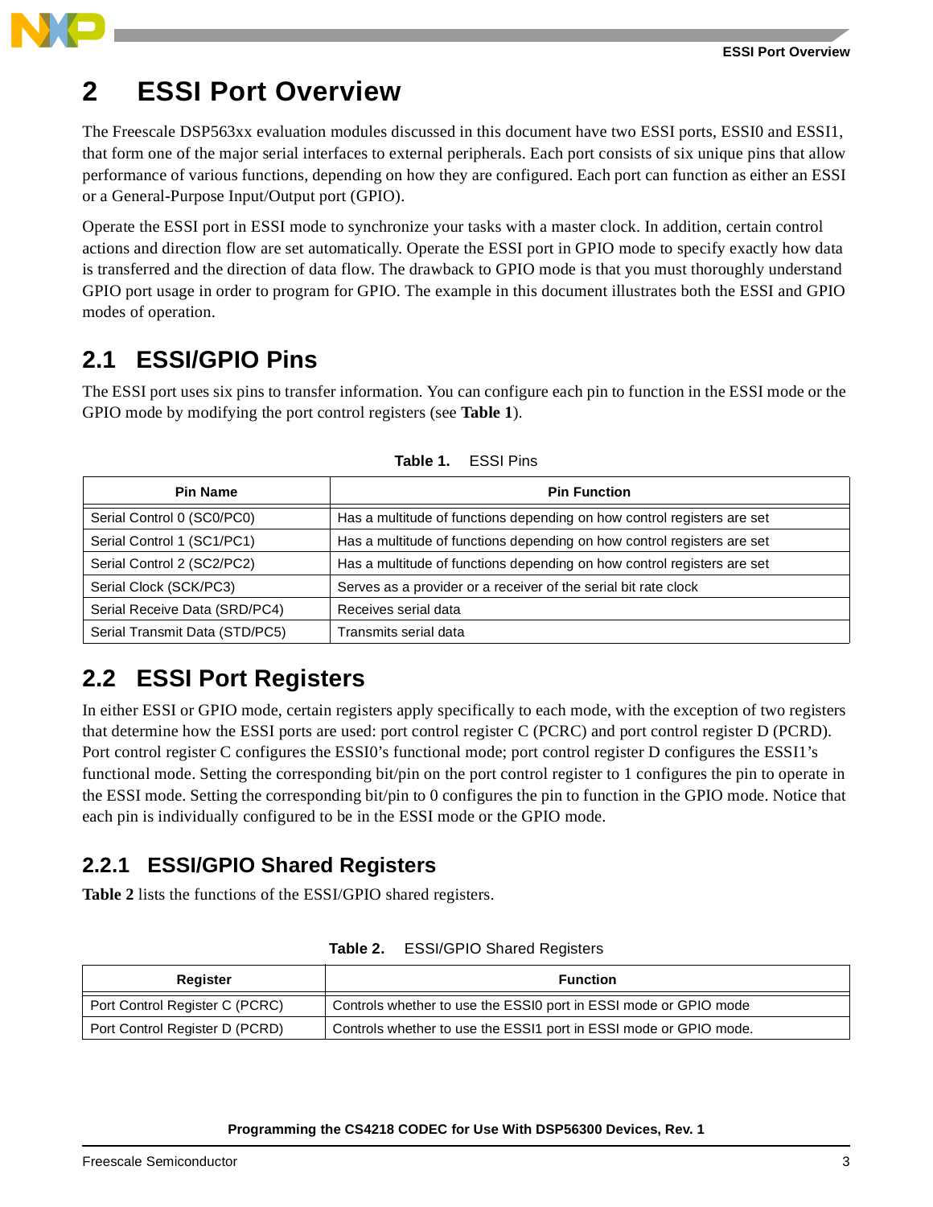# 2 ESSI Port Overview

The Freescale DSP563xx evaluation modules discussed in this document have two ESSI ports, ESSI0 and ESSI1, that form one of the major serial interfaces to external peripherals. Each port consists of six unique pins that allow performance of various functions, depending on how they are configured. Each port can function as either an ESSI or a General-Purpose Input/Output port (GPIO).

Operate the ESSI port in ESSI mode to synchronize your tasks with a master clock. In addition, certain control actions and direction flow are set automatically. Operate the ESSI port in GPIO mode to specify exactly how data is transferred and the direction of data flow. The drawback to GPIO mode is that you must thoroughly understand GPIO port usage in order to program for GPIO. The example in this document illustrates both the ESSI and GPIO modes of operation.

## 2.1 ESSI/GPIO Pins

The ESSI port uses six pins to transfer information. You can configure each pin to function in the ESSI mode or the GPIO mode by modifying the port control registers (see **Table 1**).

**Table 1.** ESSI Pins

| Pin Name | Pin Function |
|---|---|
| Serial Control 0 (SC0/PC0) | Has a multitude of functions depending on how control registers are set |
| Serial Control 1 (SC1/PC1) | Has a multitude of functions depending on how control registers are set |
| Serial Control 2 (SC2/PC2) | Has a multitude of functions depending on how control registers are set |
| Serial Clock (SCK/PC3) | Serves as a provider or a receiver of the serial bit rate clock |
| Serial Receive Data (SRD/PC4) | Receives serial data |
| Serial Transmit Data (STD/PC5) | Transmits serial data |

## 2.2 ESSI Port Registers

In either ESSI or GPIO mode, certain registers apply specifically to each mode, with the exception of two registers that determine how the ESSI ports are used: port control register C (PCRC) and port control register D (PCRD). Port control register C configures the ESSI0's functional mode; port control register D configures the ESSI1's functional mode. Setting the corresponding bit/pin on the port control register to 1 configures the pin to operate in the ESSI mode. Setting the corresponding bit/pin to 0 configures the pin to function in the GPIO mode. Notice that each pin is individually configured to be in the ESSI mode or the GPIO mode.

### 2.2.1 ESSI/GPIO Shared Registers

**Table 2** lists the functions of the ESSI/GPIO shared registers.

**Table 2.** ESSI/GPIO Shared Registers

| Register | Function |
|---|---|
| Port Control Register C (PCRC) | Controls whether to use the ESSI0 port in ESSI mode or GPIO mode |
| Port Control Register D (PCRD) | Controls whether to use the ESSI1 port in ESSI mode or GPIO mode. |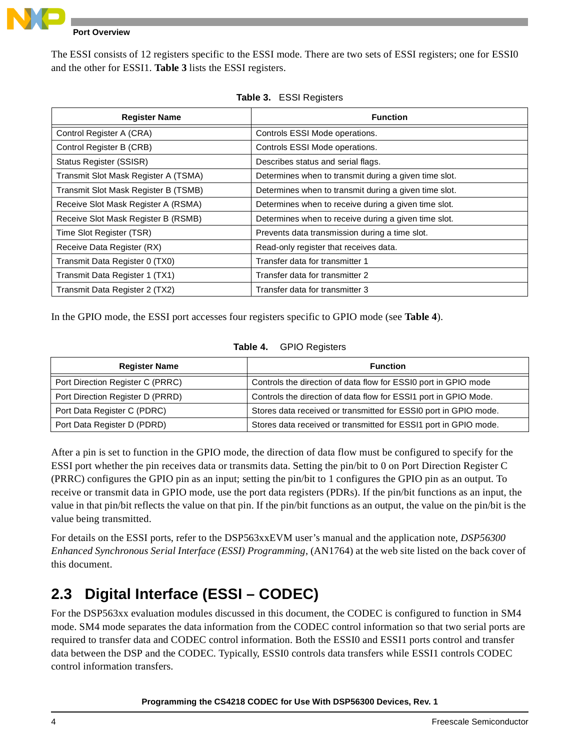The ESSI consists of 12 registers specific to the ESSI mode. There are two sets of ESSI registers; one for ESSI0 and the other for ESSI1. **Table 3** lists the ESSI registers.

**Table 3. ESSI Registers**

| Register Name | Function |
|---|---|
| Control Register A (CRA) | Controls ESSI Mode operations. |
| Control Register B (CRB) | Controls ESSI Mode operations. |
| Status Register (SSISR) | Describes status and serial flags. |
| Transmit Slot Mask Register A (TSMA) | Determines when to transmit during a given time slot. |
| Transmit Slot Mask Register B (TSMB) | Determines when to transmit during a given time slot. |
| Receive Slot Mask Register A (RSMA) | Determines when to receive during a given time slot. |
| Receive Slot Mask Register B (RSMB) | Determines when to receive during a given time slot. |
| Time Slot Register (TSR) | Prevents data transmission during a time slot. |
| Receive Data Register (RX) | Read-only register that receives data. |
| Transmit Data Register 0 (TX0) | Transfer data for transmitter 1 |
| Transmit Data Register 1 (TX1) | Transfer data for transmitter 2 |
| Transmit Data Register 2 (TX2) | Transfer data for transmitter 3 |

In the GPIO mode, the ESSI port accesses four registers specific to GPIO mode (see **Table 4**).

**Table 4. GPIO Registers**

| Register Name | Function |
|---|---|
| Port Direction Register C (PRRC) | Controls the direction of data flow for ESSI0 port in GPIO mode |
| Port Direction Register D (PRRD) | Controls the direction of data flow for ESSI1 port in GPIO Mode. |
| Port Data Register C (PDRC) | Stores data received or transmitted for ESSI0 port in GPIO mode. |
| Port Data Register D (PDRD) | Stores data received or transmitted for ESSI1 port in GPIO mode. |

After a pin is set to function in the GPIO mode, the direction of data flow must be configured to specify for the ESSI port whether the pin receives data or transmits data. Setting the pin/bit to 0 on Port Direction Register C (PRRC) configures the GPIO pin as an input; setting the pin/bit to 1 configures the GPIO pin as an output. To receive or transmit data in GPIO mode, use the port data registers (PDRs). If the pin/bit functions as an input, the value in that pin/bit reflects the value on that pin. If the pin/bit functions as an output, the value on the pin/bit is the value being transmitted.

For details on the ESSI ports, refer to the DSP563xxEVM user's manual and the application note, *DSP56300 Enhanced Synchronous Serial Interface (ESSI) Programming*, (AN1764) at the web site listed on the back cover of this document.

## 2.3 Digital Interface (ESSI – CODEC)

For the DSP563xx evaluation modules discussed in this document, the CODEC is configured to function in SM4 mode. SM4 mode separates the data information from the CODEC control information so that two serial ports are required to transfer data and CODEC control information. Both the ESSI0 and ESSI1 ports control and transfer data between the DSP and the CODEC. Typically, ESSI0 controls data transfers while ESSI1 controls CODEC control information transfers.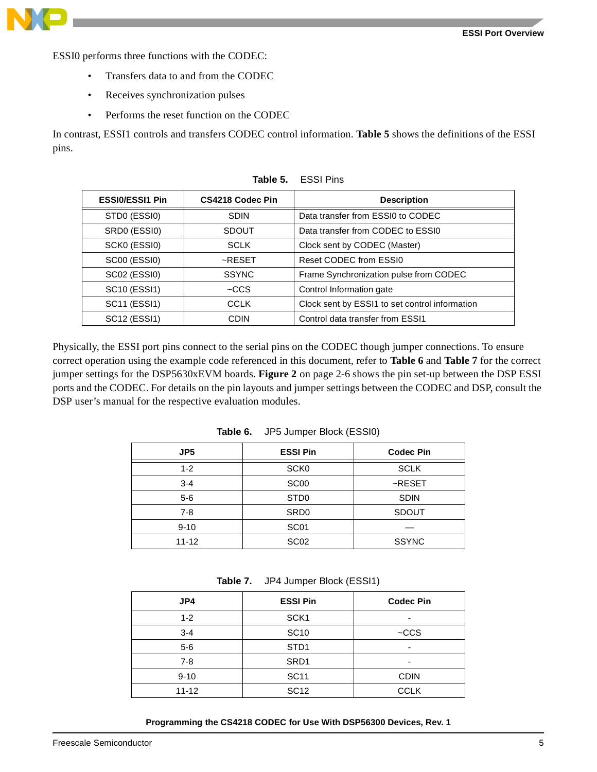ESSI0 performs three functions with the CODEC:

- Transfers data to and from the CODEC
- Receives synchronization pulses
- Performs the reset function on the CODEC

In contrast, ESSI1 controls and transfers CODEC control information. **Table 5** shows the definitions of the ESSI pins.

**Table 5.** ESSI Pins

| ESSI0/ESSI1 Pin | CS4218 Codec Pin | Description |
|---|---|---|
| STD0 (ESSI0) | SDIN | Data transfer from ESSI0 to CODEC |
| SRD0 (ESSI0) | SDOUT | Data transfer from CODEC to ESSI0 |
| SCK0 (ESSI0) | SCLK | Clock sent by CODEC (Master) |
| SC00 (ESSI0) | ~RESET | Reset CODEC from ESSI0 |
| SC02 (ESSI0) | SSYNC | Frame Synchronization pulse from CODEC |
| SC10 (ESSI1) | ~CCS | Control Information gate |
| SC11 (ESSI1) | CCLK | Clock sent by ESSI1 to set control information |
| SC12 (ESSI1) | CDIN | Control data transfer from ESSI1 |

Physically, the ESSI port pins connect to the serial pins on the CODEC though jumper connections. To ensure correct operation using the example code referenced in this document, refer to **Table 6** and **Table 7** for the correct jumper settings for the DSP5630xEVM boards. **Figure 2** on page 2-6 shows the pin set-up between the DSP ESSI ports and the CODEC. For details on the pin layouts and jumper settings between the CODEC and DSP, consult the DSP user's manual for the respective evaluation modules.

**Table 6.** JP5 Jumper Block (ESSI0)

| JP5 | ESSI Pin | Codec Pin |
|---|---|---|
| 1-2 | SCK0 | SCLK |
| 3-4 | SC00 | ~RESET |
| 5-6 | STD0 | SDIN |
| 7-8 | SRD0 | SDOUT |
| 9-10 | SC01 | — |
| 11-12 | SC02 | SSYNC |

**Table 7.** JP4 Jumper Block (ESSI1)

| JP4 | ESSI Pin | Codec Pin |
|---|---|---|
| 1-2 | SCK1 | - |
| 3-4 | SC10 | ~CCS |
| 5-6 | STD1 | - |
| 7-8 | SRD1 | - |
| 9-10 | SC11 | CDIN |
| 11-12 | SC12 | CCLK |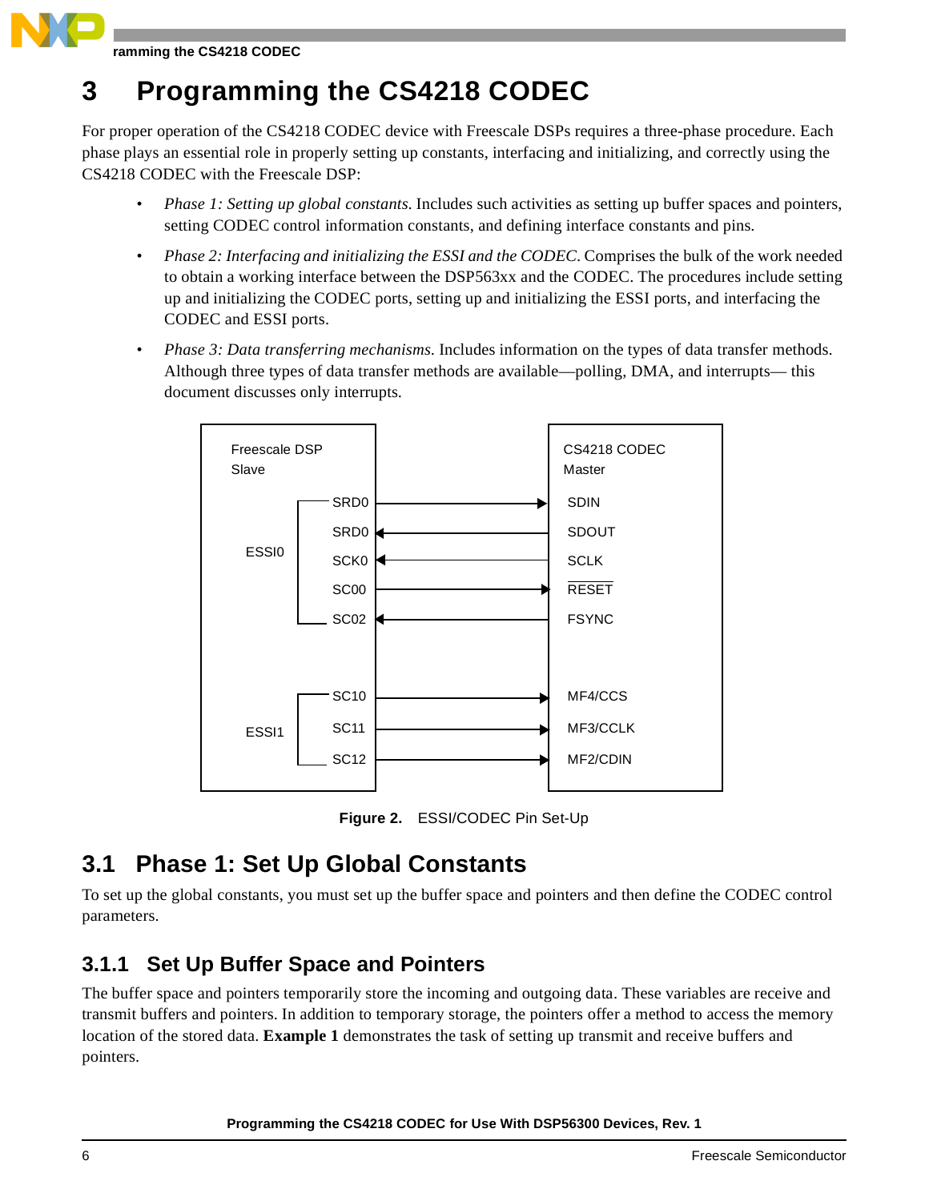# 3 Programming the CS4218 CODEC

For proper operation of the CS4218 CODEC device with Freescale DSPs requires a three-phase procedure. Each phase plays an essential role in properly setting up constants, interfacing and initializing, and correctly using the CS4218 CODEC with the Freescale DSP:

- *Phase 1: Setting up global constants.* Includes such activities as setting up buffer spaces and pointers, setting CODEC control information constants, and defining interface constants and pins.
- *Phase 2: Interfacing and initializing the ESSI and the CODEC.* Comprises the bulk of the work needed to obtain a working interface between the DSP563xx and the CODEC. The procedures include setting up and initializing the CODEC ports, setting up and initializing the ESSI ports, and interfacing the CODEC and ESSI ports.
- *Phase 3: Data transferring mechanisms.* Includes information on the types of data transfer methods. Although three types of data transfer methods are available—polling, DMA, and interrupts— this document discusses only interrupts.

| Freescale DSP Slave | | Direction | CS4218 CODEC Master |
|---|---|---|---|
| ESSI0 | SRD0 | → | SDIN |
| | SRD0 | ← | SDOUT |
| | SCK0 | ← | SCLK |
| | SC00 | → | $\overline{\text{RESET}}$ |
| | SC02 | ← | FSYNC |
| ESSI1 | SC10 | → | MF4/CCS |
| | SC11 | → | MF3/CCLK |
| | SC12 | → | MF2/CDIN |

**Figure 2.** ESSI/CODEC Pin Set-Up

## 3.1 Phase 1: Set Up Global Constants

To set up the global constants, you must set up the buffer space and pointers and then define the CODEC control parameters.

### 3.1.1 Set Up Buffer Space and Pointers

The buffer space and pointers temporarily store the incoming and outgoing data. These variables are receive and transmit buffers and pointers. In addition to temporary storage, the pointers offer a method to access the memory location of the stored data. **Example 1** demonstrates the task of setting up transmit and receive buffers and pointers.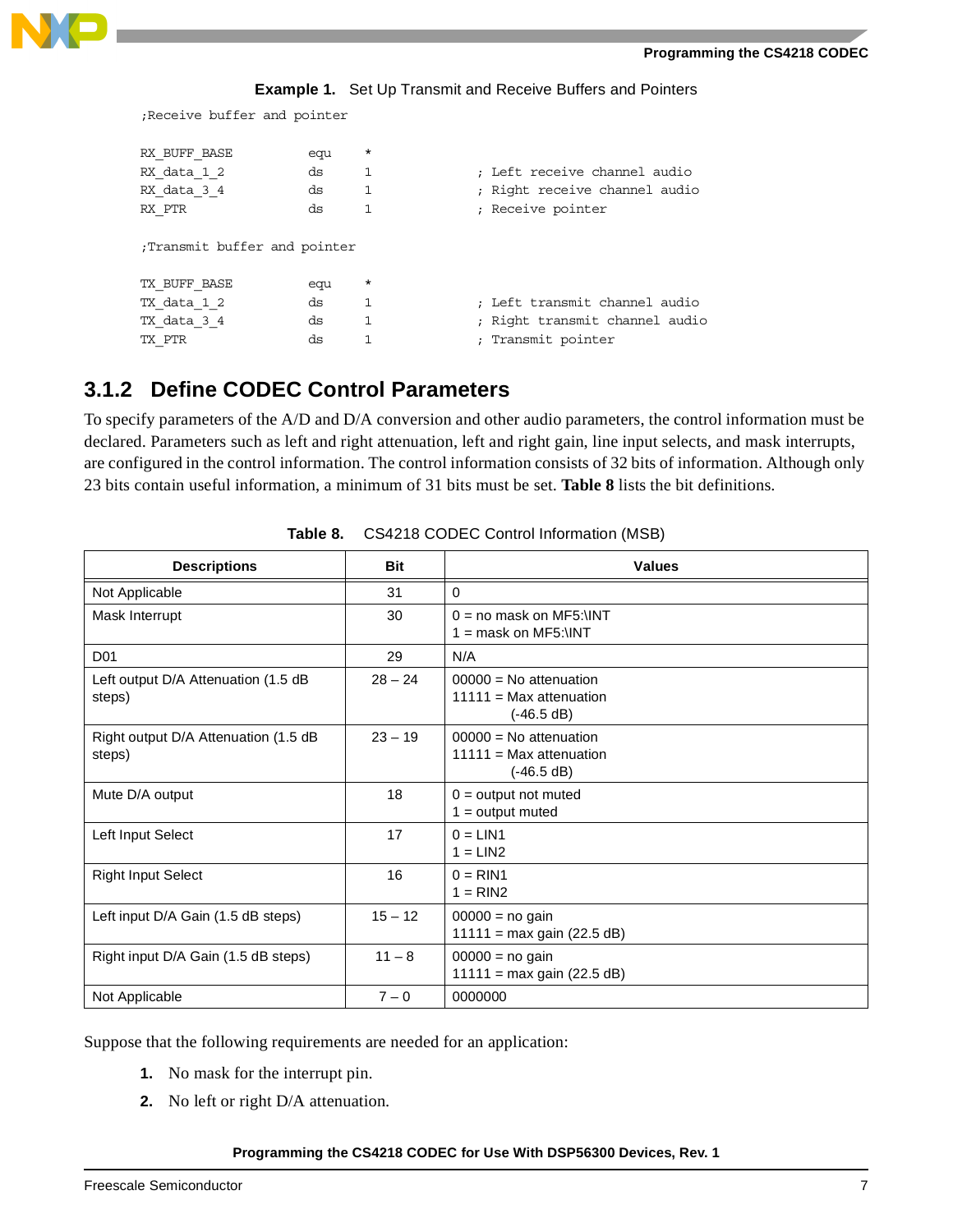**Example 1.** Set Up Transmit and Receive Buffers and Pointers

```
;Receive buffer and pointer

RX_BUFF_BASE        equu    *
RX_data_1_2         ds      1               ; Left receive channel audio
RX_data_3_4         ds      1               ; Right receive channel audio
RX_PTR              ds      1               ; Receive pointer

;Transmit buffer and pointer

TX_BUFF_BASE        equu    *
TX_data_1_2         ds      1               ; Left transmit channel audio
TX_data_3_4         ds      1               ; Right transmit channel audio
TX_PTR              ds      1               ; Transmit pointer
```

### 3.1.2 Define CODEC Control Parameters

To specify parameters of the A/D and D/A conversion and other audio parameters, the control information must be declared. Parameters such as left and right attenuation, left and right gain, line input selects, and mask interrupts, are configured in the control information. The control information consists of 32 bits of information. Although only 23 bits contain useful information, a minimum of 31 bits must be set. **Table 8** lists the bit definitions.

**Table 8.** CS4218 CODEC Control Information (MSB)

| Descriptions | Bit | Values |
|---|---|---|
| Not Applicable | 31 | 0 |
| Mask Interrupt | 30 | 0 = no mask on MF5:\INT<br>1 = mask on MF5:\INT |
| D01 | 29 | N/A |
| Left output D/A Attenuation (1.5 dB steps) | 28 – 24 | 00000 = No attenuation<br>11111 = Max attenuation (-46.5 dB) |
| Right output D/A Attenuation (1.5 dB steps) | 23 – 19 | 00000 = No attenuation<br>11111 = Max attenuation (-46.5 dB) |
| Mute D/A output | 18 | 0 = output not muted<br>1 = output muted |
| Left Input Select | 17 | 0 = LIN1<br>1 = LIN2 |
| Right Input Select | 16 | 0 = RIN1<br>1 = RIN2 |
| Left input D/A Gain (1.5 dB steps) | 15 – 12 | 00000 = no gain<br>11111 = max gain (22.5 dB) |
| Right input D/A Gain (1.5 dB steps) | 11 – 8 | 00000 = no gain<br>11111 = max gain (22.5 dB) |
| Not Applicable | 7 – 0 | 0000000 |

Suppose that the following requirements are needed for an application:

1. No mask for the interrupt pin.
2. No left or right D/A attenuation.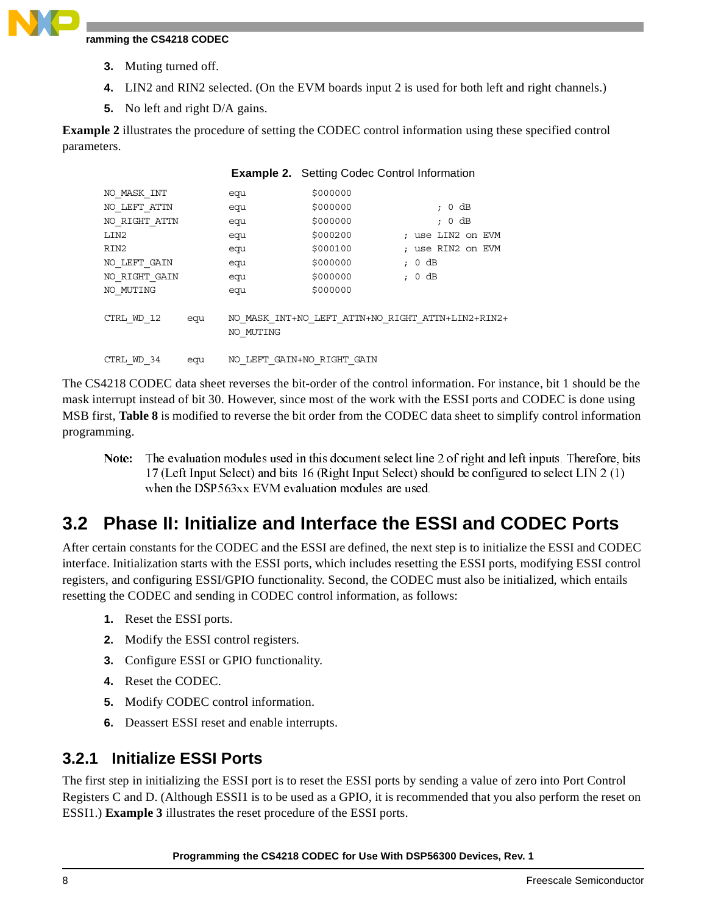3. Muting turned off.
4. LIN2 and RIN2 selected. (On the EVM boards input 2 is used for both left and right channels.)
5. No left and right D/A gains.

**Example 2** illustrates the procedure of setting the CODEC control information using these specified control parameters.

**Example 2.** Setting Codec Control Information

```
NO_MASK_INT          equ          $000000
NO_LEFT_ATTN         equ          $000000             ; 0 dB
NO_RIGHT_ATTN        equ          $000000             ; 0 dB
LIN2                 equ          $000200        ; use LIN2 on EVM
RIN2                 equ          $000100        ; use RIN2 on EVM
NO_LEFT_GAIN         equ          $000000        ; 0 dB
NO_RIGHT_GAIN        equ          $000000        ; 0 dB
NO_MUTING            equ          $000000

CTRL_WD_12     equ   NO_MASK_INT+NO_LEFT_ATTN+NO_RIGHT_ATTN+LIN2+RIN2+
                     NO_MUTING

CTRL_WD_34     equ   NO_LEFT_GAIN+NO_RIGHT_GAIN
```

The CS4218 CODEC data sheet reverses the bit-order of the control information. For instance, bit 1 should be the mask interrupt instead of bit 30. However, since most of the work with the ESSI ports and CODEC is done using MSB first, **Table 8** is modified to reverse the bit order from the CODEC data sheet to simplify control information programming.

> **Note:** The evaluation modules used in this document select line 2 of right and left inputs. Therefore, bits 17 (Left Input Select) and bits 16 (Right Input Select) should be configured to select LIN 2 (1) when the DSP563xx EVM evaluation modules are used.

## 3.2 Phase II: Initialize and Interface the ESSI and CODEC Ports

After certain constants for the CODEC and the ESSI are defined, the next step is to initialize the ESSI and CODEC interface. Initialization starts with the ESSI ports, which includes resetting the ESSI ports, modifying ESSI control registers, and configuring ESSI/GPIO functionality. Second, the CODEC must also be initialized, which entails resetting the CODEC and sending in CODEC control information, as follows:

1. Reset the ESSI ports.
2. Modify the ESSI control registers.
3. Configure ESSI or GPIO functionality.
4. Reset the CODEC.
5. Modify CODEC control information.
6. Deassert ESSI reset and enable interrupts.

### 3.2.1 Initialize ESSI Ports

The first step in initializing the ESSI port is to reset the ESSI ports by sending a value of zero into Port Control Registers C and D. (Although ESSI1 is to be used as a GPIO, it is recommended that you also perform the reset on ESSI1.) **Example 3** illustrates the reset procedure of the ESSI ports.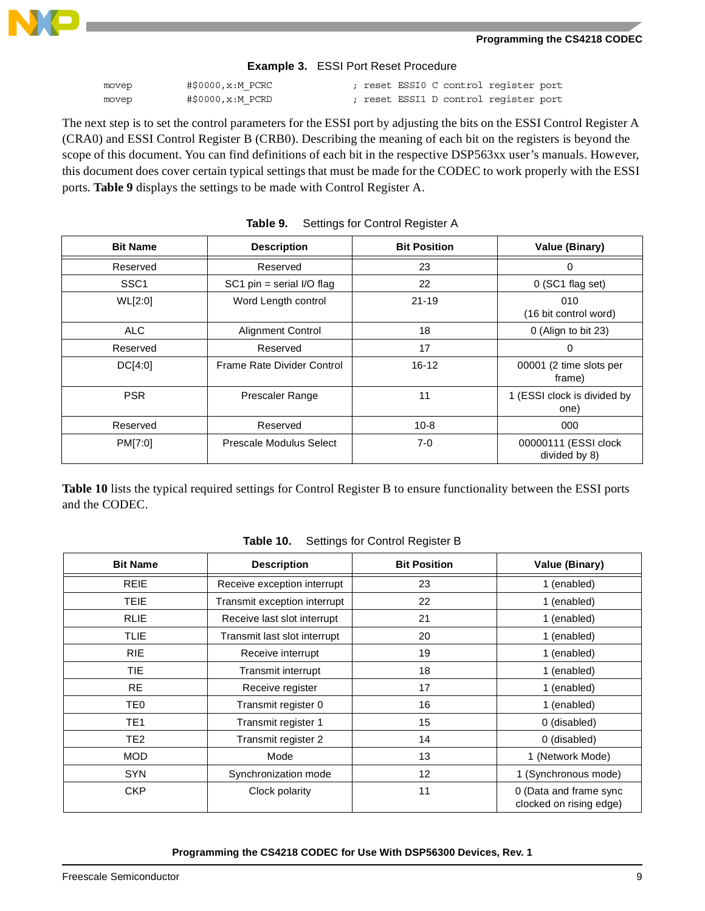**Example 3. ESSI Port Reset Procedure**

```
movep        #$0000,x:M_PCRC            ; reset ESSI0 C control register port
movep        #$0000,x:M_PCRD            ; reset ESSI1 D control register port
```

The next step is to set the control parameters for the ESSI port by adjusting the bits on the ESSI Control Register A (CRA0) and ESSI Control Register B (CRB0). Describing the meaning of each bit on the registers is beyond the scope of this document. You can find definitions of each bit in the respective DSP563xx user's manuals. However, this document does cover certain typical settings that must be made for the CODEC to work properly with the ESSI ports. **Table 9** displays the settings to be made with Control Register A.

**Table 9. Settings for Control Register A**

| Bit Name | Description | Bit Position | Value (Binary) |
|---|---|---|---|
| Reserved | Reserved | 23 | 0 |
| SSC1 | SC1 pin = serial I/O flag | 22 | 0 (SC1 flag set) |
| WL[2:0] | Word Length control | 21-19 | 010 (16 bit control word) |
| ALC | Alignment Control | 18 | 0 (Align to bit 23) |
| Reserved | Reserved | 17 | 0 |
| DC[4:0] | Frame Rate Divider Control | 16-12 | 00001 (2 time slots per frame) |
| PSR | Prescaler Range | 11 | 1 (ESSI clock is divided by one) |
| Reserved | Reserved | 10-8 | 000 |
| PM[7:0] | Prescale Modulus Select | 7-0 | 00000111 (ESSI clock divided by 8) |

**Table 10** lists the typical required settings for Control Register B to ensure functionality between the ESSI ports and the CODEC.

**Table 10. Settings for Control Register B**

| Bit Name | Description | Bit Position | Value (Binary) |
|---|---|---|---|
| REIE | Receive exception interrupt | 23 | 1 (enabled) |
| TEIE | Transmit exception interrupt | 22 | 1 (enabled) |
| RLIE | Receive last slot interrupt | 21 | 1 (enabled) |
| TLIE | Transmit last slot interrupt | 20 | 1 (enabled) |
| RIE | Receive interrupt | 19 | 1 (enabled) |
| TIE | Transmit interrupt | 18 | 1 (enabled) |
| RE | Receive register | 17 | 1 (enabled) |
| TE0 | Transmit register 0 | 16 | 1 (enabled) |
| TE1 | Transmit register 1 | 15 | 0 (disabled) |
| TE2 | Transmit register 2 | 14 | 0 (disabled) |
| MOD | Mode | 13 | 1 (Network Mode) |
| SYN | Synchronization mode | 12 | 1 (Synchronous mode) |
| CKP | Clock polarity | 11 | 0 (Data and frame sync clocked on rising edge) |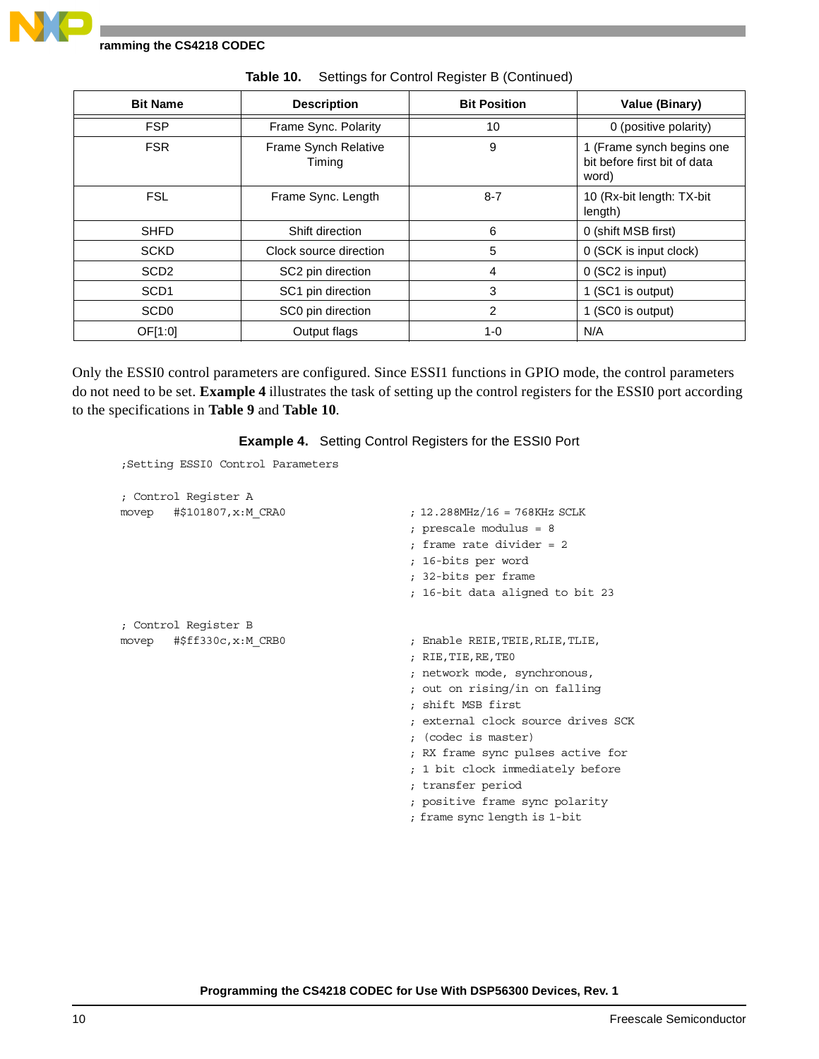**Table 10.** Settings for Control Register B (Continued)

| Bit Name | Description | Bit Position | Value (Binary) |
|---|---|---|---|
| FSP | Frame Sync. Polarity | 10 | 0 (positive polarity) |
| FSR | Frame Synch Relative Timing | 9 | 1 (Frame synch begins one bit before first bit of data word) |
| FSL | Frame Sync. Length | 8-7 | 10 (Rx-bit length: TX-bit length) |
| SHFD | Shift direction | 6 | 0 (shift MSB first) |
| SCKD | Clock source direction | 5 | 0 (SCK is input clock) |
| SCD2 | SC2 pin direction | 4 | 0 (SC2 is input) |
| SCD1 | SC1 pin direction | 3 | 1 (SC1 is output) |
| SCD0 | SC0 pin direction | 2 | 1 (SC0 is output) |
| OF[1:0] | Output flags | 1-0 | N/A |

Only the ESSI0 control parameters are configured. Since ESSI1 functions in GPIO mode, the control parameters do not need to be set. **Example 4** illustrates the task of setting up the control registers for the ESSI0 port according to the specifications in **Table 9** and **Table 10**.

**Example 4.** Setting Control Registers for the ESSI0 Port

```
;Setting ESSI0 Control Parameters

; Control Register A
movep    #$101807,x:M_CRA0                ; 12.288MHz/16 = 768KHz SCLK
                                          ; prescale modulus = 8
                                          ; frame rate divider = 2
                                          ; 16-bits per word
                                          ; 32-bits per frame
                                          ; 16-bit data aligned to bit 23

; Control Register B
movep    #$ff330c,x:M_CRB0                ; Enable REIE,TEIE,RLIE,TLIE,
                                          ; RIE,TIE,RE,TE0
                                          ; network mode, synchronous,
                                          ; out on rising/in on falling
                                          ; shift MSB first
                                          ; external clock source drives SCK
                                          ; (codec is master)
                                          ; RX frame sync pulses active for
                                          ; 1 bit clock immediately before
                                          ; transfer period
                                          ; positive frame sync polarity
                                          ; frame sync length is 1-bit
```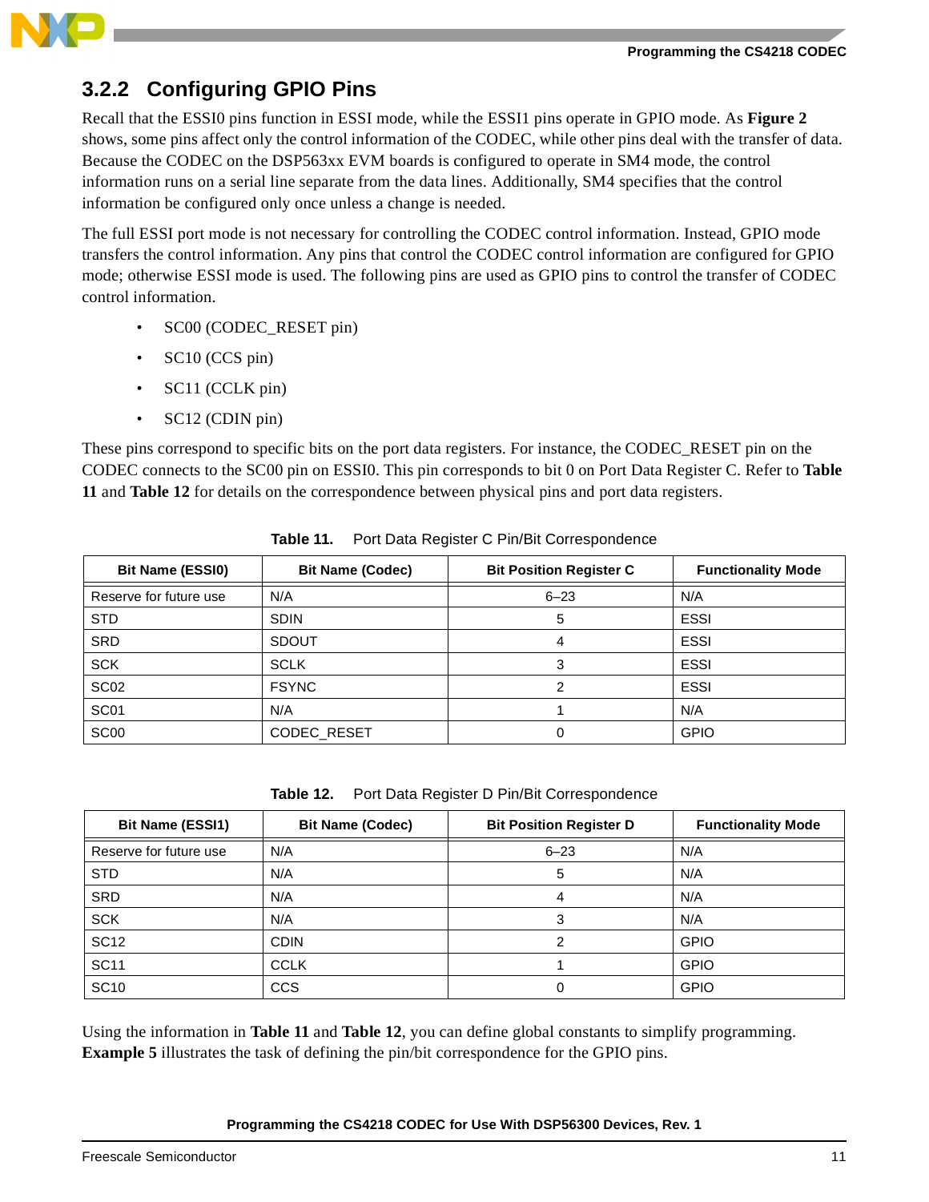### 3.2.2 Configuring GPIO Pins

Recall that the ESSI0 pins function in ESSI mode, while the ESSI1 pins operate in GPIO mode. As **Figure 2** shows, some pins affect only the control information of the CODEC, while other pins deal with the transfer of data. Because the CODEC on the DSP563xx EVM boards is configured to operate in SM4 mode, the control information runs on a serial line separate from the data lines. Additionally, SM4 specifies that the control information be configured only once unless a change is needed.

The full ESSI port mode is not necessary for controlling the CODEC control information. Instead, GPIO mode transfers the control information. Any pins that control the CODEC control information are configured for GPIO mode; otherwise ESSI mode is used. The following pins are used as GPIO pins to control the transfer of CODEC control information.

- SC00 (CODEC_RESET pin)
- SC10 (CCS pin)
- SC11 (CCLK pin)
- SC12 (CDIN pin)

These pins correspond to specific bits on the port data registers. For instance, the CODEC_RESET pin on the CODEC connects to the SC00 pin on ESSI0. This pin corresponds to bit 0 on Port Data Register C. Refer to **Table 11** and **Table 12** for details on the correspondence between physical pins and port data registers.

**Table 11. Port Data Register C Pin/Bit Correspondence**

| Bit Name (ESSI0) | Bit Name (Codec) | Bit Position Register C | Functionality Mode |
|---|---|---|---|
| Reserve for future use | N/A | 6–23 | N/A |
| STD | SDIN | 5 | ESSI |
| SRD | SDOUT | 4 | ESSI |
| SCK | SCLK | 3 | ESSI |
| SC02 | FSYNC | 2 | ESSI |
| SC01 | N/A | 1 | N/A |
| SC00 | CODEC_RESET | 0 | GPIO |

**Table 12. Port Data Register D Pin/Bit Correspondence**

| Bit Name (ESSI1) | Bit Name (Codec) | Bit Position Register D | Functionality Mode |
|---|---|---|---|
| Reserve for future use | N/A | 6–23 | N/A |
| STD | N/A | 5 | N/A |
| SRD | N/A | 4 | N/A |
| SCK | N/A | 3 | N/A |
| SC12 | CDIN | 2 | GPIO |
| SC11 | CCLK | 1 | GPIO |
| SC10 | CCS | 0 | GPIO |

Using the information in **Table 11** and **Table 12**, you can define global constants to simplify programming. **Example 5** illustrates the task of defining the pin/bit correspondence for the GPIO pins.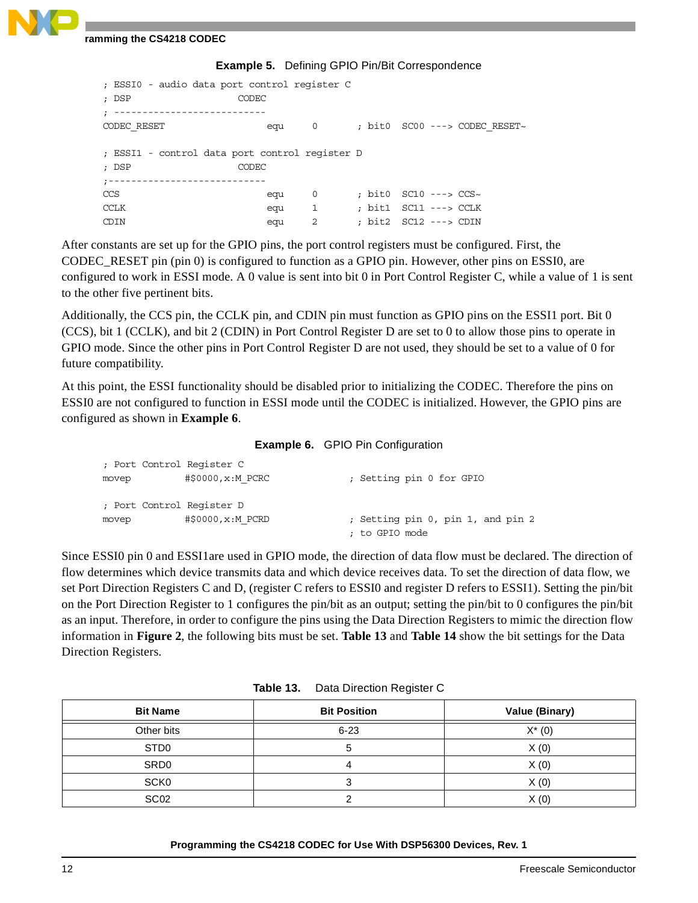**Example 5.** Defining GPIO Pin/Bit Correspondence

```
; ESSI0 - audio data port control register C
; DSP                   CODEC
; ---------------------------
CODEC_RESET                    equ     0       ; bit0  SC00 ---> CODEC_RESET~

; ESSI1 - control data port control register D
; DSP                   CODEC
;----------------------------
CCS                            equ     0       ; bit0  SC10 ---> CCS~
CCLK                           equ     1       ; bit1  SC11 ---> CCLK
CDIN                           equ     2       ; bit2  SC12 ---> CDIN
```

After constants are set up for the GPIO pins, the port control registers must be configured. First, the CODEC_RESET pin (pin 0) is configured to function as a GPIO pin. However, other pins on ESSI0, are configured to work in ESSI mode. A 0 value is sent into bit 0 in Port Control Register C, while a value of 1 is sent to the other five pertinent bits.

Additionally, the CCS pin, the CCLK pin, and CDIN pin must function as GPIO pins on the ESSI1 port. Bit 0 (CCS), bit 1 (CCLK), and bit 2 (CDIN) in Port Control Register D are set to 0 to allow those pins to operate in GPIO mode. Since the other pins in Port Control Register D are not used, they should be set to a value of 0 for future compatibility.

At this point, the ESSI functionality should be disabled prior to initializing the CODEC. Therefore the pins on ESSI0 are not configured to function in ESSI mode until the CODEC is initialized. However, the GPIO pins are configured as shown in **Example 6**.

**Example 6.** GPIO Pin Configuration

```
; Port Control Register C
movep         #$0000,x:M_PCRC              ; Setting pin 0 for GPIO

; Port Control Register D
movep         #$0000,x:M_PCRD              ; Setting pin 0, pin 1, and pin 2
                                           ; to GPIO mode
```

Since ESSI0 pin 0 and ESSI1are used in GPIO mode, the direction of data flow must be declared. The direction of flow determines which device transmits data and which device receives data. To set the direction of data flow, we set Port Direction Registers C and D, (register C refers to ESSI0 and register D refers to ESSI1). Setting the pin/bit on the Port Direction Register to 1 configures the pin/bit as an output; setting the pin/bit to 0 configures the pin/bit as an input. Therefore, in order to configure the pins using the Data Direction Registers to mimic the direction flow information in **Figure 2**, the following bits must be set. **Table 13** and **Table 14** show the bit settings for the Data Direction Registers.

**Table 13.** Data Direction Register C

| Bit Name | Bit Position | Value (Binary) |
|---|---|---|
| Other bits | 6-23 | X* (0) |
| STD0 | 5 | X (0) |
| SRD0 | 4 | X (0) |
| SCK0 | 3 | X (0) |
| SC02 | 2 | X (0) |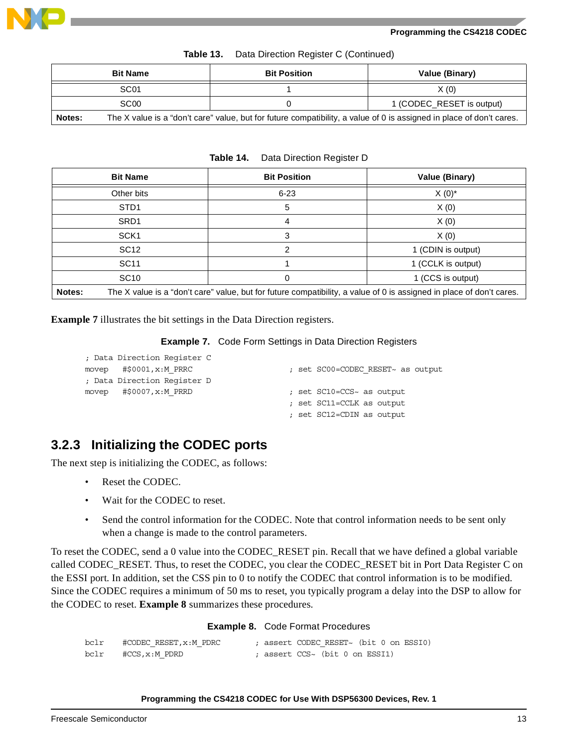**Table 13.** Data Direction Register C (Continued)

| Bit Name | Bit Position | Value (Binary) |
|---|---|---|
| SC01 | 1 | X (0) |
| SC00 | 0 | 1 (CODEC_RESET is output) |
| **Notes:** | The X value is a "don't care" value, but for future compatibility, a value of 0 is assigned in place of don't cares. | |

**Table 14.** Data Direction Register D

| Bit Name | Bit Position | Value (Binary) |
|---|---|---|
| Other bits | 6-23 | X (0)* |
| STD1 | 5 | X (0) |
| SRD1 | 4 | X (0) |
| SCK1 | 3 | X (0) |
| SC12 | 2 | 1 (CDIN is output) |
| SC11 | 1 | 1 (CCLK is output) |
| SC10 | 0 | 1 (CCS is output) |
| **Notes:** | The X value is a "don't care" value, but for future compatibility, a value of 0 is assigned in place of don't cares. | |

**Example 7** illustrates the bit settings in the Data Direction registers.

**Example 7.** Code Form Settings in Data Direction Registers

```
; Data Direction Register C
movep   #$0001,x:M_PRRC                ; set SC00=CODEC_RESET~ as output
; Data Direction Register D
movep   #$0007,x:M_PRRD                ; set SC10=CCS~ as output
                                       ; set SC11=CCLK as output
                                       ; set SC12=CDIN as output
```

## 3.2.3 Initializing the CODEC ports

The next step is initializing the CODEC, as follows:

- Reset the CODEC.
- Wait for the CODEC to reset.
- Send the control information for the CODEC. Note that control information needs to be sent only when a change is made to the control parameters.

To reset the CODEC, send a 0 value into the CODEC_RESET pin. Recall that we have defined a global variable called CODEC_RESET. Thus, to reset the CODEC, you clear the CODEC_RESET bit in Port Data Register C on the ESSI port. In addition, set the CSS pin to 0 to notify the CODEC that control information is to be modified. Since the CODEC requires a minimum of 50 ms to reset, you typically program a delay into the DSP to allow for the CODEC to reset. **Example 8** summarizes these procedures.

**Example 8.** Code Format Procedures

```
bclr    #CODEC_RESET,x:M_PDRC      ; assert CODEC_RESET~ (bit 0 on ESSI0)
bclr    #CCS,x:M_PDRD              ; assert CCS~ (bit 0 on ESSI1)
```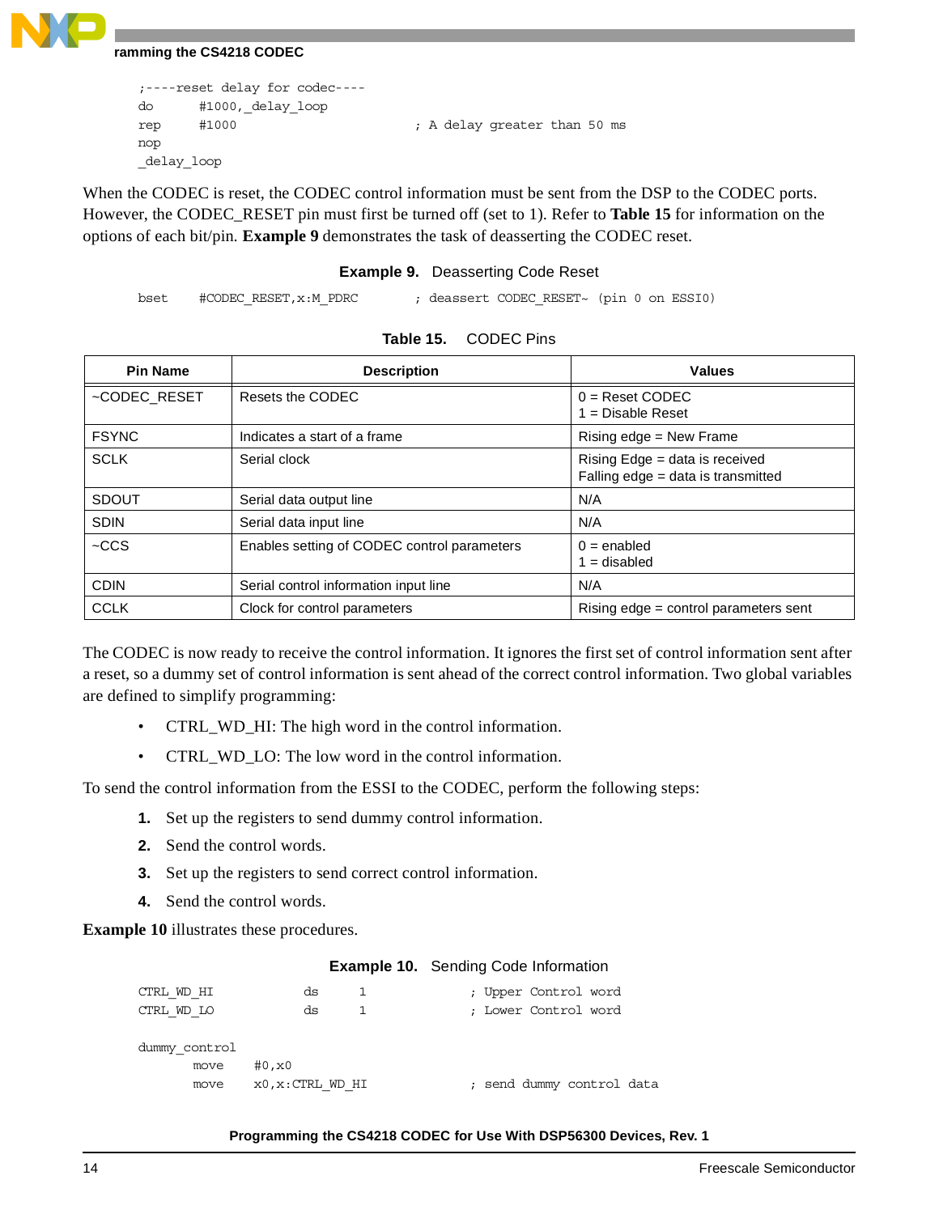```
;----reset delay for codec----
do      #1000,_delay_loop
rep     #1000                          ; A delay greater than 50 ms
nop
_delay_loop
```

When the CODEC is reset, the CODEC control information must be sent from the DSP to the CODEC ports. However, the CODEC_RESET pin must first be turned off (set to 1). Refer to **Table 15** for information on the options of each bit/pin. **Example 9** demonstrates the task of deasserting the CODEC reset.

**Example 9.** Deasserting Code Reset

```
bset     #CODEC_RESET,x:M_PDRC         ; deassert CODEC_RESET~ (pin 0 on ESSI0)
```

**Table 15.** CODEC Pins

| Pin Name | Description | Values |
|---|---|---|
| ~CODEC_RESET | Resets the CODEC | 0 = Reset CODEC<br>1 = Disable Reset |
| FSYNC | Indicates a start of a frame | Rising edge = New Frame |
| SCLK | Serial clock | Rising Edge = data is received<br>Falling edge = data is transmitted |
| SDOUT | Serial data output line | N/A |
| SDIN | Serial data input line | N/A |
| ~CCS | Enables setting of CODEC control parameters | 0 = enabled<br>1 = disabled |
| CDIN | Serial control information input line | N/A |
| CCLK | Clock for control parameters | Rising edge = control parameters sent |

The CODEC is now ready to receive the control information. It ignores the first set of control information sent after a reset, so a dummy set of control information is sent ahead of the correct control information. Two global variables are defined to simplify programming:

- CTRL_WD_HI: The high word in the control information.
- CTRL_WD_LO: The low word in the control information.

To send the control information from the ESSI to the CODEC, perform the following steps:

1. Set up the registers to send dummy control information.
2. Send the control words.
3. Set up the registers to send correct control information.
4. Send the control words.

**Example 10** illustrates these procedures.

**Example 10.** Sending Code Information

```
CTRL_WD_HI          ds      1          ; Upper Control word
CTRL_WD_LO          ds      1          ; Lower Control word

dummy_control
        move     #0,x0
        move     x0,x:CTRL_WD_HI       ; send dummy control data
```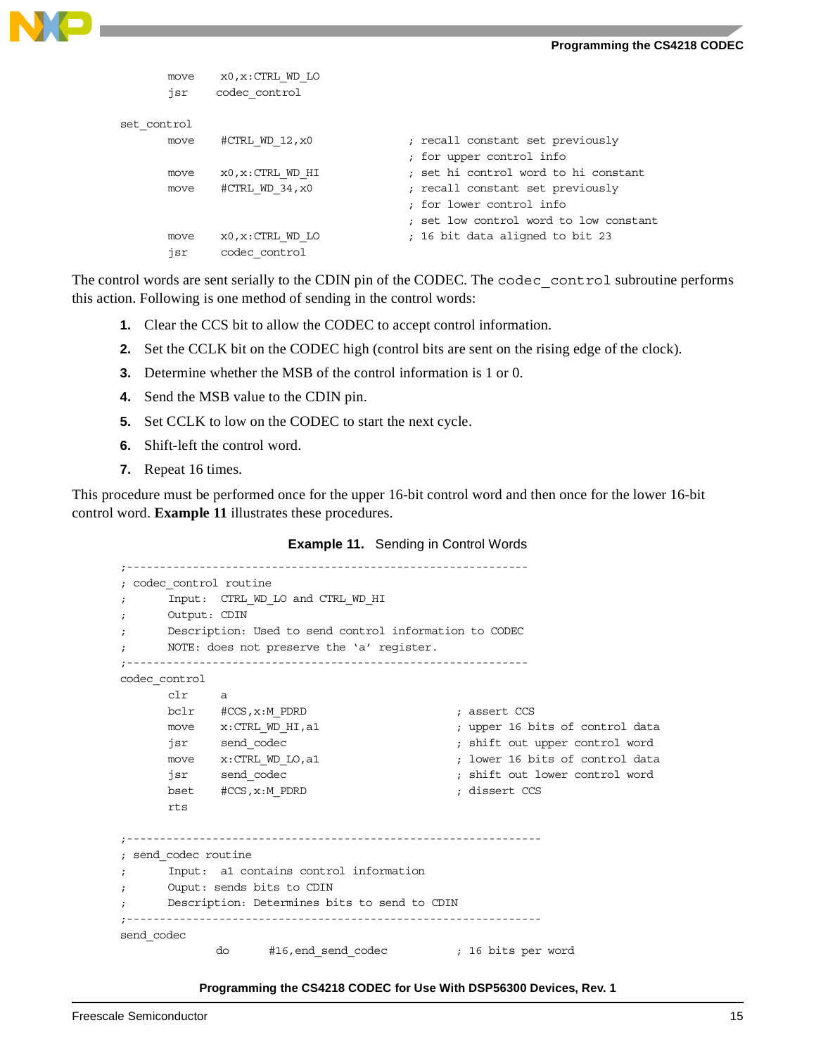```
        move    x0,x:CTRL_WD_LO
        jsr     codec_control

set_control
        move    #CTRL_WD_12,x0              ; recall constant set previously
                                            ; for upper control info
        move    x0,x:CTRL_WD_HI             ; set hi control word to hi constant
        move    #CTRL_WD_34,x0              ; recall constant set previously
                                            ; for lower control info
                                            ; set low control word to low constant
        move    x0,x:CTRL_WD_LO             ; 16 bit data aligned to bit 23
        jsr     codec_control
```

The control words are sent serially to the CDIN pin of the CODEC. The `codec_control` subroutine performs this action. Following is one method of sending in the control words:

1. Clear the CCS bit to allow the CODEC to accept control information.
2. Set the CCLK bit on the CODEC high (control bits are sent on the rising edge of the clock).
3. Determine whether the MSB of the control information is 1 or 0.
4. Send the MSB value to the CDIN pin.
5. Set CCLK to low on the CODEC to start the next cycle.
6. Shift-left the control word.
7. Repeat 16 times.

This procedure must be performed once for the upper 16-bit control word and then once for the lower 16-bit control word. **Example 11** illustrates these procedures.

**Example 11.** Sending in Control Words

```
;-------------------------------------------------------------
; codec_control routine
;       Input:  CTRL_WD_LO and CTRL_WD_HI
;       Output: CDIN
;       Description: Used to send control information to CODEC
;       NOTE: does not preserve the 'a' register.
;-------------------------------------------------------------
codec_control
        clr     a
        bclr    #CCS,x:M_PDRD               ; assert CCS
        move    x:CTRL_WD_HI,a1             ; upper 16 bits of control data
        jsr     send_codec                  ; shift out upper control word
        move    x:CTRL_WD_LO,a1             ; lower 16 bits of control data
        jsr     send_codec                  ; shift out lower control word
        bset    #CCS,x:M_PDRD               ; dissert CCS
        rts

;---------------------------------------------------------------
; send_codec routine
;       Input:  a1 contains control information
;       Ouput: sends bits to CDIN
;       Description: Determines bits to send to CDIN
;---------------------------------------------------------------
send_codec
                do      #16,end_send_codec  ; 16 bits per word
```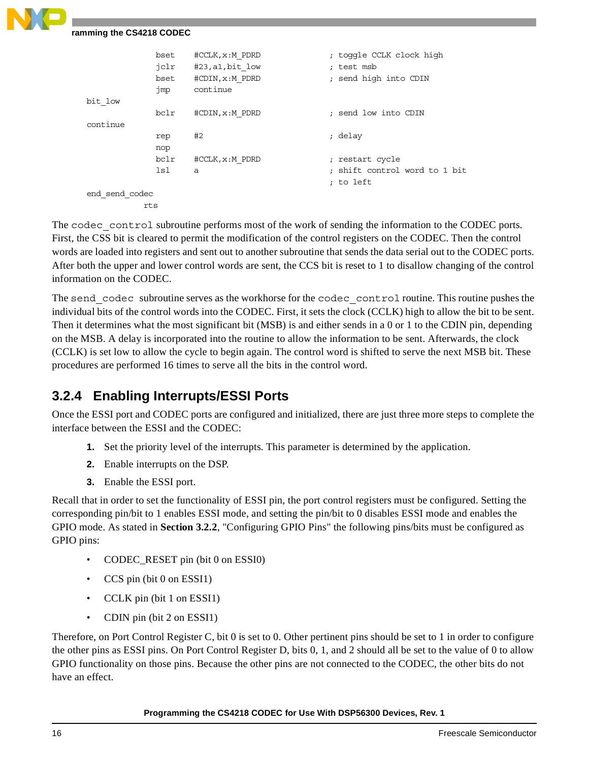```
                bset    #CCLK,x:M_PDRD              ; toggle CCLK clock high
                jclr    #23,a1,bit_low              ; test msb
                bset    #CDIN,x:M_PDRD              ; send high into CDIN
                jmp     continue
bit_low
                bclr    #CDIN,x:M_PDRD              ; send low into CDIN
continue
                rep     #2                          ; delay
                nop
                bclr    #CCLK,x:M_PDRD              ; restart cycle
                lsl     a                           ; shift control word to 1 bit
                                                    ; to left
end_send_codec
            rts
```

The `codec_control` subroutine performs most of the work of sending the information to the CODEC ports. First, the CSS bit is cleared to permit the modification of the control registers on the CODEC. Then the control words are loaded into registers and sent out to another subroutine that sends the data serial out to the CODEC ports. After both the upper and lower control words are sent, the CCS bit is reset to 1 to disallow changing of the control information on the CODEC.

The `send_codec` subroutine serves as the workhorse for the `codec_control` routine. This routine pushes the individual bits of the control words into the CODEC. First, it sets the clock (CCLK) high to allow the bit to be sent. Then it determines what the most significant bit (MSB) is and either sends in a 0 or 1 to the CDIN pin, depending on the MSB. A delay is incorporated into the routine to allow the information to be sent. Afterwards, the clock (CCLK) is set low to allow the cycle to begin again. The control word is shifted to serve the next MSB bit. These procedures are performed 16 times to serve all the bits in the control word.

### 3.2.4 Enabling Interrupts/ESSI Ports

Once the ESSI port and CODEC ports are configured and initialized, there are just three more steps to complete the interface between the ESSI and the CODEC:

1. Set the priority level of the interrupts. This parameter is determined by the application.
2. Enable interrupts on the DSP.
3. Enable the ESSI port.

Recall that in order to set the functionality of ESSI pin, the port control registers must be configured. Setting the corresponding pin/bit to 1 enables ESSI mode, and setting the pin/bit to 0 disables ESSI mode and enables the GPIO mode. As stated in **Section 3.2.2**, "Configuring GPIO Pins" the following pins/bits must be configured as GPIO pins:

- CODEC_RESET pin (bit 0 on ESSI0)
- CCS pin (bit 0 on ESSI1)
- CCLK pin (bit 1 on ESSI1)
- CDIN pin (bit 2 on ESSI1)

Therefore, on Port Control Register C, bit 0 is set to 0. Other pertinent pins should be set to 1 in order to configure the other pins as ESSI pins. On Port Control Register D, bits 0, 1, and 2 should all be set to the value of 0 to allow GPIO functionality on those pins. Because the other pins are not connected to the CODEC, the other bits do not have an effect.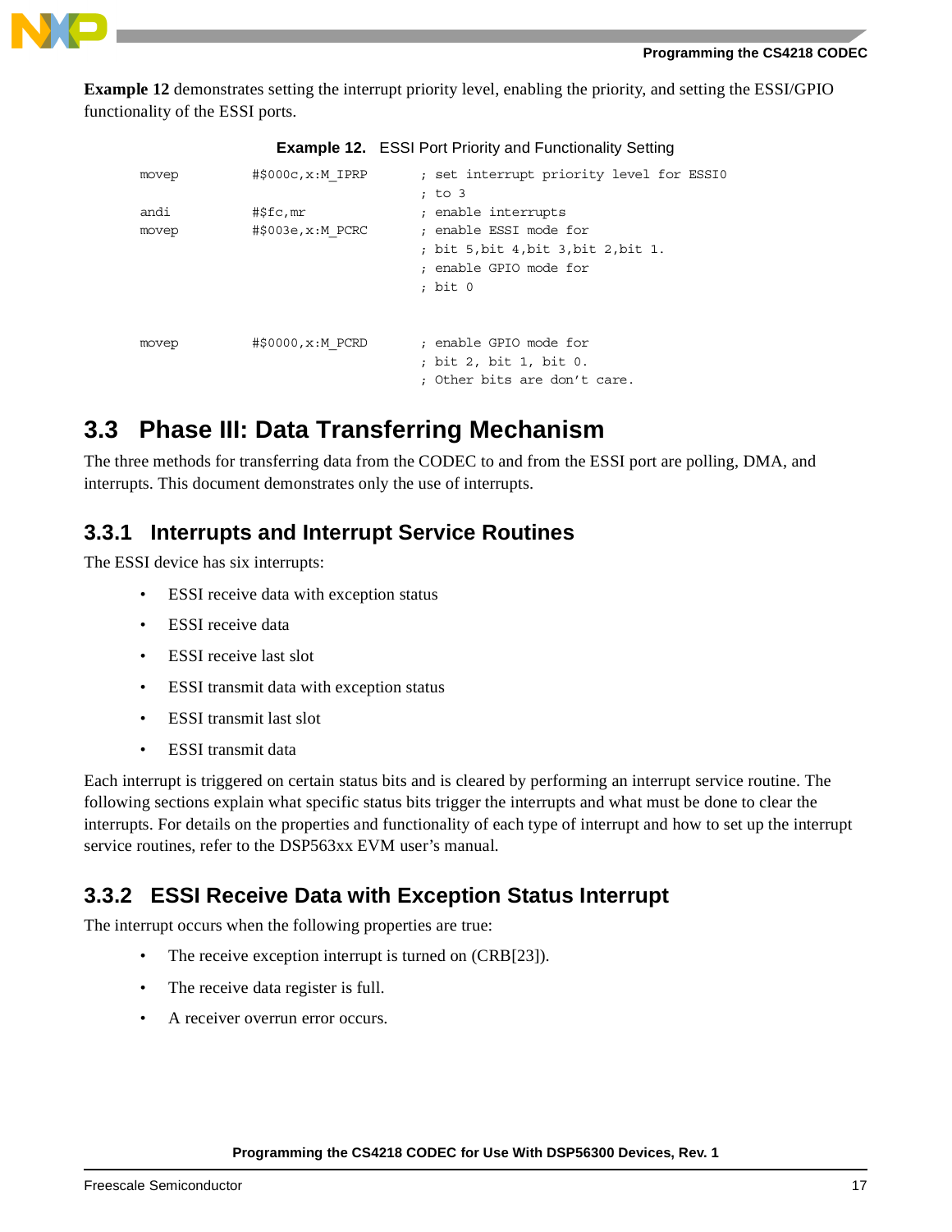**Example 12** demonstrates setting the interrupt priority level, enabling the priority, and setting the ESSI/GPIO functionality of the ESSI ports.

**Example 12.** ESSI Port Priority and Functionality Setting

```
movep       #$000c,x:M_IPRP       ; set interrupt priority level for ESSI0
                                  ; to 3
andi        #$fc,mr               ; enable interrupts
movep       #$003e,x:M_PCRC       ; enable ESSI mode for
                                  ; bit 5,bit 4,bit 3,bit 2,bit 1.
                                  ; enable GPIO mode for
                                  ; bit 0


movep       #$0000,x:M_PCRD       ; enable GPIO mode for
                                  ; bit 2, bit 1, bit 0.
                                  ; Other bits are don't care.
```

## 3.3 Phase III: Data Transferring Mechanism

The three methods for transferring data from the CODEC to and from the ESSI port are polling, DMA, and interrupts. This document demonstrates only the use of interrupts.

### 3.3.1 Interrupts and Interrupt Service Routines

The ESSI device has six interrupts:

- ESSI receive data with exception status
- ESSI receive data
- ESSI receive last slot
- ESSI transmit data with exception status
- ESSI transmit last slot
- ESSI transmit data

Each interrupt is triggered on certain status bits and is cleared by performing an interrupt service routine. The following sections explain what specific status bits trigger the interrupts and what must be done to clear the interrupts. For details on the properties and functionality of each type of interrupt and how to set up the interrupt service routines, refer to the DSP563xx EVM user's manual.

### 3.3.2 ESSI Receive Data with Exception Status Interrupt

The interrupt occurs when the following properties are true:

- The receive exception interrupt is turned on (CRB[23]).
- The receive data register is full.
- A receiver overrun error occurs.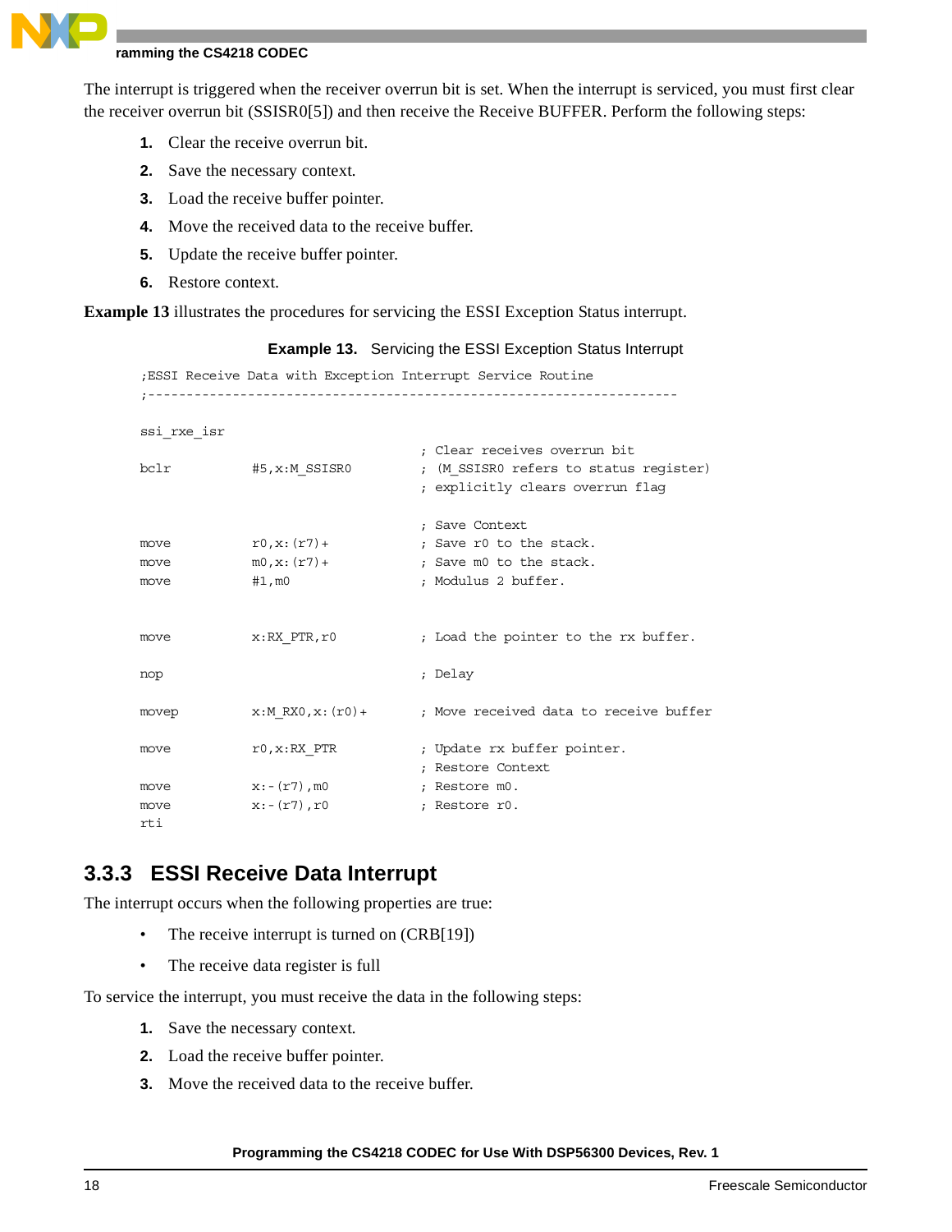The interrupt is triggered when the receiver overrun bit is set. When the interrupt is serviced, you must first clear the receiver overrun bit (SSISR0[5]) and then receive the Receive BUFFER. Perform the following steps:

1. Clear the receive overrun bit.
2. Save the necessary context.
3. Load the receive buffer pointer.
4. Move the received data to the receive buffer.
5. Update the receive buffer pointer.
6. Restore context.

**Example 13** illustrates the procedures for servicing the ESSI Exception Status interrupt.

**Example 13.** Servicing the ESSI Exception Status Interrupt

```
;ESSI Receive Data with Exception Interrupt Service Routine
;------------------------------------------------------------------

ssi_rxe_isr
                                        ; Clear receives overrun bit
bclr            #5,x:M_SSISR0           ; (M_SSISR0 refers to status register)
                                        ; explicitly clears overrun flag

                                        ; Save Context
move            r0,x:(r7)+              ; Save r0 to the stack.
move            m0,x:(r7)+              ; Save m0 to the stack.
move            #1,m0                   ; Modulus 2 buffer.


move            x:RX_PTR,r0             ; Load the pointer to the rx buffer.

nop                                     ; Delay

movep           x:M_RX0,x:(r0)+         ; Move received data to receive buffer

move            r0,x:RX_PTR             ; Update rx buffer pointer.
                                        ; Restore Context
move            x:-(r7),m0              ; Restore m0.
move            x:-(r7),r0              ; Restore r0.
rti
```

### 3.3.3 ESSI Receive Data Interrupt

The interrupt occurs when the following properties are true:

- The receive interrupt is turned on (CRB[19])
- The receive data register is full

To service the interrupt, you must receive the data in the following steps:

1. Save the necessary context.
2. Load the receive buffer pointer.
3. Move the received data to the receive buffer.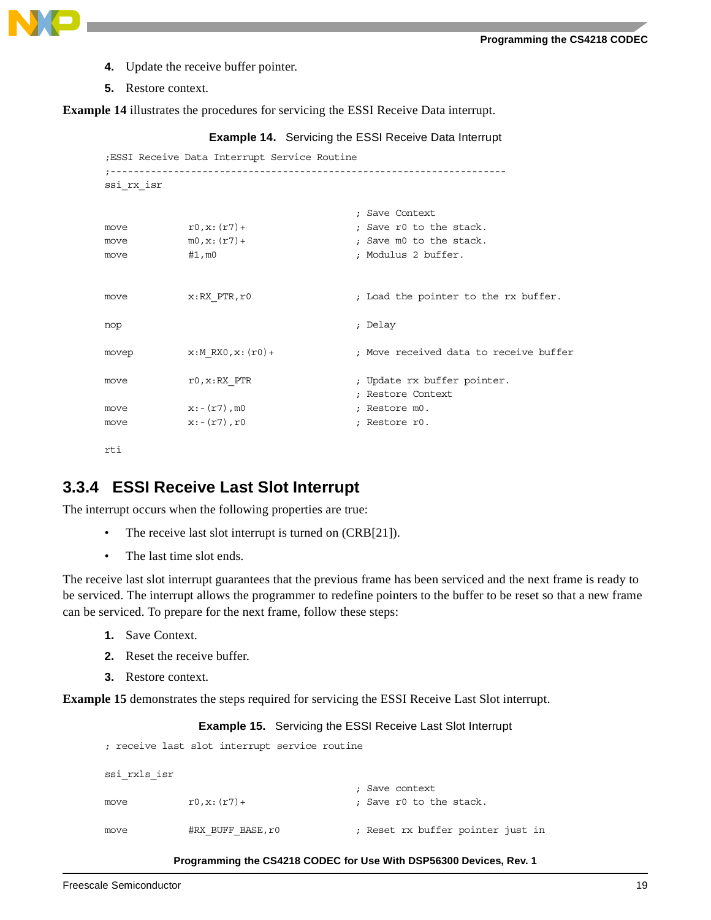4. Update the receive buffer pointer.
5. Restore context.

**Example 14** illustrates the procedures for servicing the ESSI Receive Data interrupt.

**Example 14.** Servicing the ESSI Receive Data Interrupt

```
;ESSI Receive Data Interrupt Service Routine
;--------------------------------------------------------------------
ssi_rx_isr

                                        ; Save Context
move        r0,x:(r7)+                  ; Save r0 to the stack.
move        m0,x:(r7)+                  ; Save m0 to the stack.
move        #1,m0                       ; Modulus 2 buffer.


move        x:RX_PTR,r0                 ; Load the pointer to the rx buffer.

nop                                     ; Delay

movep       x:M_RX0,x:(r0)+             ; Move received data to receive buffer

move        r0,x:RX_PTR                 ; Update rx buffer pointer.
                                        ; Restore Context
move        x:-(r7),m0                  ; Restore m0.
move        x:-(r7),r0                  ; Restore r0.

rti
```

### 3.3.4 ESSI Receive Last Slot Interrupt

The interrupt occurs when the following properties are true:

- The receive last slot interrupt is turned on (CRB[21]).
- The last time slot ends.

The receive last slot interrupt guarantees that the previous frame has been serviced and the next frame is ready to be serviced. The interrupt allows the programmer to redefine pointers to the buffer to be reset so that a new frame can be serviced. To prepare for the next frame, follow these steps:

1. Save Context.
2. Reset the receive buffer.
3. Restore context.

**Example 15** demonstrates the steps required for servicing the ESSI Receive Last Slot interrupt.

**Example 15.** Servicing the ESSI Receive Last Slot Interrupt

```
; receive last slot interrupt service routine

ssi_rxls_isr
                                        ; Save context
move        r0,x:(r7)+                  ; Save r0 to the stack.

move        #RX_BUFF_BASE,r0            ; Reset rx buffer pointer just in
```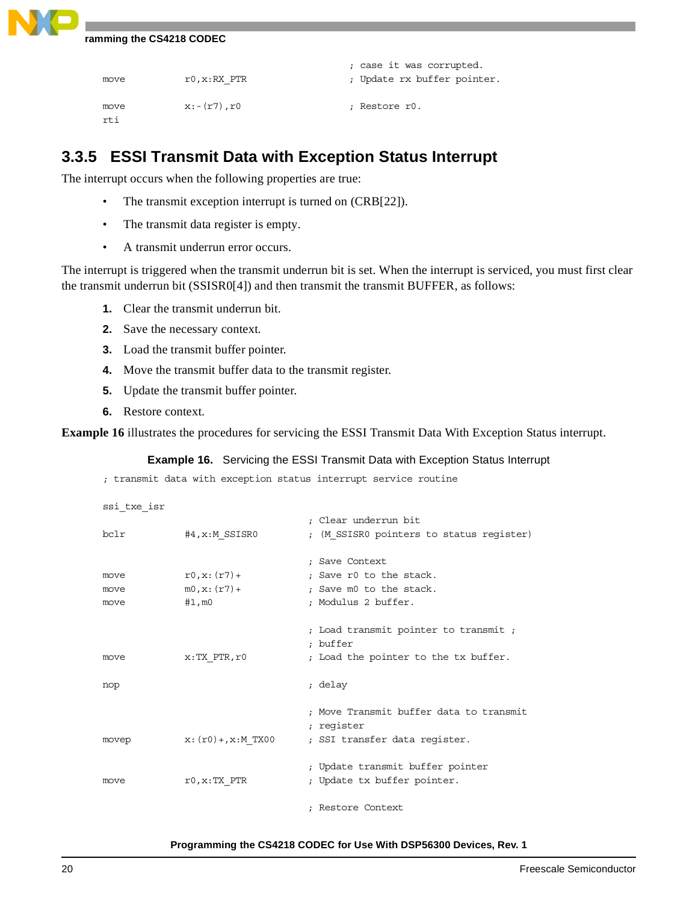```
                                        ; case it was corrupted.
move        r0,x:RX_PTR                 ; Update rx buffer pointer.

move        x:-(r7),r0                  ; Restore r0.
rti
```

### 3.3.5 ESSI Transmit Data with Exception Status Interrupt

The interrupt occurs when the following properties are true:

- The transmit exception interrupt is turned on (CRB[22]).
- The transmit data register is empty.
- A transmit underrun error occurs.

The interrupt is triggered when the transmit underrun bit is set. When the interrupt is serviced, you must first clear the transmit underrun bit (SSISR0[4]) and then transmit the transmit BUFFER, as follows:

1. Clear the transmit underrun bit.
2. Save the necessary context.
3. Load the transmit buffer pointer.
4. Move the transmit buffer data to the transmit register.
5. Update the transmit buffer pointer.
6. Restore context.

**Example 16** illustrates the procedures for servicing the ESSI Transmit Data With Exception Status interrupt.

**Example 16.** Servicing the ESSI Transmit Data with Exception Status Interrupt

```
; transmit data with exception status interrupt service routine

ssi_txe_isr
                                    ; Clear underrun bit
bclr        #4,x:M_SSISR0           ; (M_SSISR0 pointers to status register)

                                    ; Save Context
move        r0,x:(r7)+              ; Save r0 to the stack.
move        m0,x:(r7)+              ; Save m0 to the stack.
move        #1,m0                   ; Modulus 2 buffer.

                                    ; Load transmit pointer to transmit ;
                                    ; buffer
move        x:TX_PTR,r0             ; Load the pointer to the tx buffer.

nop                                 ; delay

                                    ; Move Transmit buffer data to transmit
                                    ; register
movep       x:(r0)+,x:M_TX00        ; SSI transfer data register.

                                    ; Update transmit buffer pointer
move        r0,x:TX_PTR             ; Update tx buffer pointer.

                                    ; Restore Context
```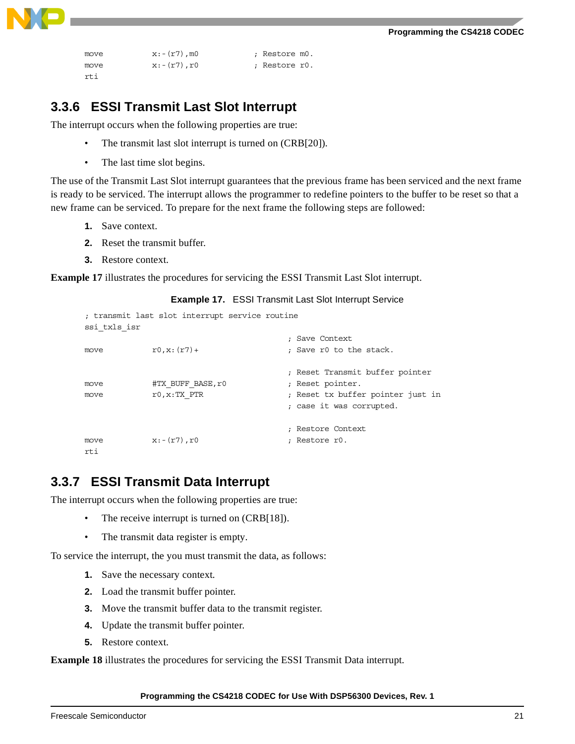```
move        x:-(r7),m0          ; Restore m0.
move        x:-(r7),r0          ; Restore r0.
rti
```

### 3.3.6 ESSI Transmit Last Slot Interrupt

The interrupt occurs when the following properties are true:

- The transmit last slot interrupt is turned on (CRB[20]).
- The last time slot begins.

The use of the Transmit Last Slot interrupt guarantees that the previous frame has been serviced and the next frame is ready to be serviced. The interrupt allows the programmer to redefine pointers to the buffer to be reset so that a new frame can be serviced. To prepare for the next frame the following steps are followed:

1. Save context.
2. Reset the transmit buffer.
3. Restore context.

**Example 17** illustrates the procedures for servicing the ESSI Transmit Last Slot interrupt.

**Example 17.** ESSI Transmit Last Slot Interrupt Service

```
; transmit last slot interrupt service routine
ssi_txls_isr
                                        ; Save Context
move        r0,x:(r7)+                  ; Save r0 to the stack.

                                        ; Reset Transmit buffer pointer
move        #TX_BUFF_BASE,r0            ; Reset pointer.
move        r0,x:TX_PTR                 ; Reset tx buffer pointer just in
                                        ; case it was corrupted.

                                        ; Restore Context
move        x:-(r7),r0                  ; Restore r0.
rti
```

### 3.3.7 ESSI Transmit Data Interrupt

The interrupt occurs when the following properties are true:

- The receive interrupt is turned on (CRB[18]).
- The transmit data register is empty.

To service the interrupt, the you must transmit the data, as follows:

1. Save the necessary context.
2. Load the transmit buffer pointer.
3. Move the transmit buffer data to the transmit register.
4. Update the transmit buffer pointer.
5. Restore context.

**Example 18** illustrates the procedures for servicing the ESSI Transmit Data interrupt.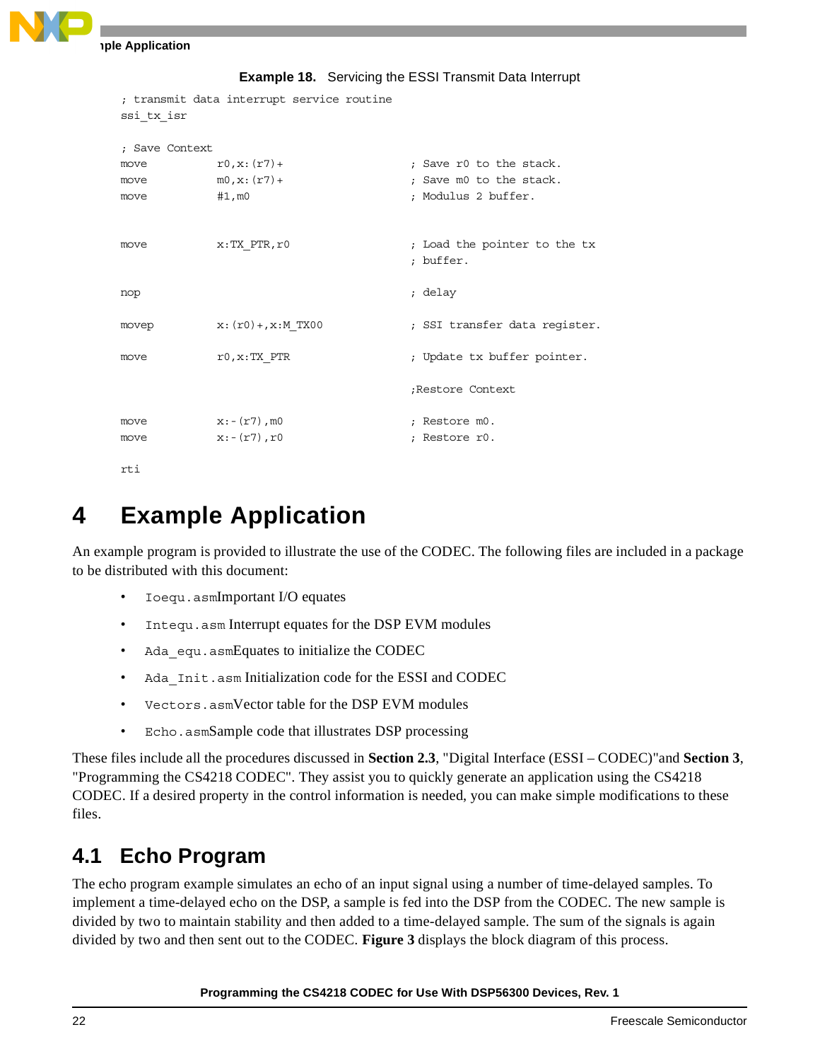**Example 18.** Servicing the ESSI Transmit Data Interrupt

```
; transmit data interrupt service routine
ssi_tx_isr

; Save Context
move        r0,x:(r7)+              ; Save r0 to the stack.
move        m0,x:(r7)+              ; Save m0 to the stack.
move        #1,m0                   ; Modulus 2 buffer.


move        x:TX_PTR,r0             ; Load the pointer to the tx
                                    ; buffer.

nop                                 ; delay

movep       x:(r0)+,x:M_TX00        ; SSI transfer data register.

move        r0,x:TX_PTR             ; Update tx buffer pointer.

                                    ;Restore Context

move        x:-(r7),m0              ; Restore m0.
move        x:-(r7),r0              ; Restore r0.

rti
```

# 4 Example Application

An example program is provided to illustrate the use of the CODEC. The following files are included in a package to be distributed with this document:

- `Ioequ.asm`Important I/O equates
- `Intequ.asm` Interrupt equates for the DSP EVM modules
- `Ada_equ.asm`Equates to initialize the CODEC
- `Ada_Init.asm` Initialization code for the ESSI and CODEC
- `Vectors.asm`Vector table for the DSP EVM modules
- `Echo.asm`Sample code that illustrates DSP processing

These files include all the procedures discussed in **Section 2.3**, "Digital Interface (ESSI – CODEC)"and **Section 3**, "Programming the CS4218 CODEC". They assist you to quickly generate an application using the CS4218 CODEC. If a desired property in the control information is needed, you can make simple modifications to these files.

## 4.1 Echo Program

The echo program example simulates an echo of an input signal using a number of time-delayed samples. To implement a time-delayed echo on the DSP, a sample is fed into the DSP from the CODEC. The new sample is divided by two to maintain stability and then added to a time-delayed sample. The sum of the signals is again divided by two and then sent out to the CODEC. **Figure 3** displays the block diagram of this process.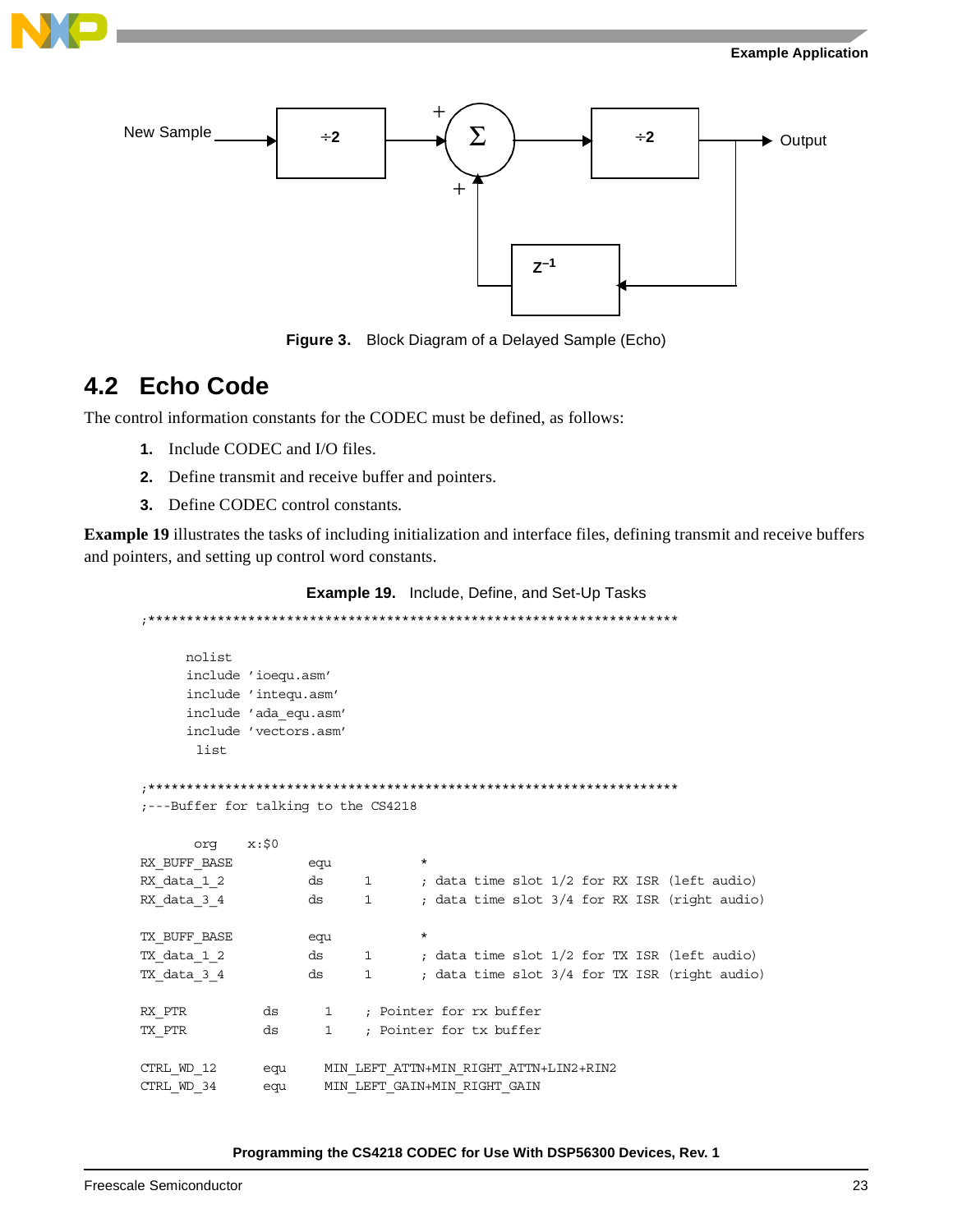Figure 3. Block Diagram of a Delayed Sample (Echo)

## 4.2 Echo Code

The control information constants for the CODEC must be defined, as follows:

1. Include CODEC and I/O files.
2. Define transmit and receive buffer and pointers.
3. Define CODEC control constants.

**Example 19** illustrates the tasks of including initialization and interface files, defining transmit and receive buffers and pointers, and setting up control word constants.

**Example 19.** Include, Define, and Set-Up Tasks

```
;**************************************************************************

      nolist
      include 'ioequ.asm'
      include 'intequ.asm'
      include 'ada_equ.asm'
      include 'vectors.asm'
       list

;**************************************************************************
;---Buffer for talking to the CS4218

       org    x:$0
RX_BUFF_BASE        equ             *
RX_data_1_2         ds      1       ; data time slot 1/2 for RX ISR (left audio)
RX_data_3_4         ds      1       ; data time slot 3/4 for RX ISR (right audio)

TX_BUFF_BASE        equ             *
TX_data_1_2         ds      1       ; data time slot 1/2 for TX ISR (left audio)
TX_data_3_4         ds      1       ; data time slot 3/4 for TX ISR (right audio)

RX_PTR          ds      1    ; Pointer for rx buffer
TX_PTR          ds      1    ; Pointer for tx buffer

CTRL_WD_12      equ     MIN_LEFT_ATTN+MIN_RIGHT_ATTN+LIN2+RIN2
CTRL_WD_34      equ     MIN_LEFT_GAIN+MIN_RIGHT_GAIN
```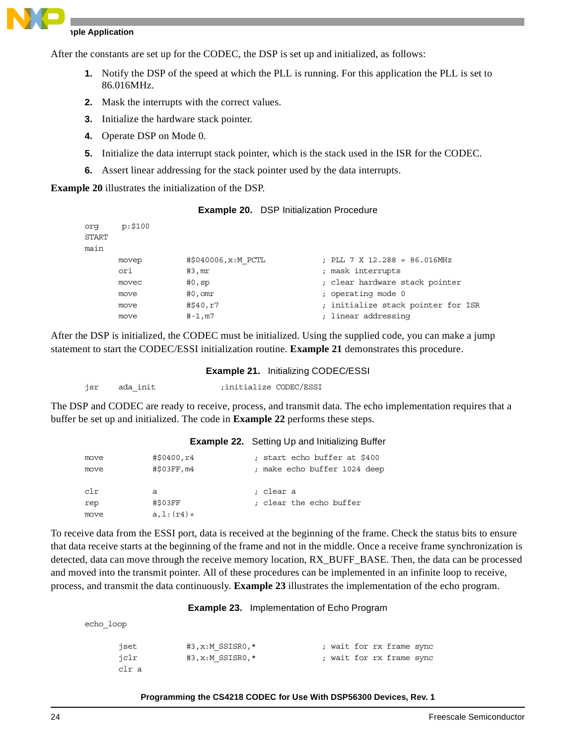After the constants are set up for the CODEC, the DSP is set up and initialized, as follows:

1. Notify the DSP of the speed at which the PLL is running. For this application the PLL is set to 86.016MHz.
2. Mask the interrupts with the correct values.
3. Initialize the hardware stack pointer.
4. Operate DSP on Mode 0.
5. Initialize the data interrupt stack pointer, which is the stack used in the ISR for the CODEC.
6. Assert linear addressing for the stack pointer used by the data interrupts.

**Example 20** illustrates the initialization of the DSP.

**Example 20.** DSP Initialization Procedure

```
org     p:$100
START
main
        movep           #$040006,x:M_PCTL           ; PLL 7 X 12.288 = 86.016MHz
        ori             #3,mr                       ; mask interrupts
        movec           #0,sp                       ; clear hardware stack pointer
        move            #0,omr                      ; operating mode 0
        move            #$40,r7                     ; initialize stack pointer for ISR
        move            #-1,m7                      ; linear addressing
```

After the DSP is initialized, the CODEC must be initialized. Using the supplied code, you can make a jump statement to start the CODEC/ESSI initialization routine. **Example 21** demonstrates this procedure.

**Example 21.** Initializing CODEC/ESSI

```
jsr     ada_init            ;initialize CODEC/ESSI
```

The DSP and CODEC are ready to receive, process, and transmit data. The echo implementation requires that a buffer be set up and initialized. The code in **Example 22** performs these steps.

**Example 22.** Setting Up and Initializing Buffer

```
move            #$0400,r4               ; start echo buffer at $400
move            #$03FF,m4               ; make echo buffer 1024 deep

clr             a                       ; clear a
rep             #$03FF                  ; clear the echo buffer
move            a,l:(r4)+
```

To receive data from the ESSI port, data is received at the beginning of the frame. Check the status bits to ensure that data receive starts at the beginning of the frame and not in the middle. Once a receive frame synchronization is detected, data can move through the receive memory location, RX_BUFF_BASE. Then, the data can be processed and moved into the transmit pointer. All of these procedures can be implemented in an infinite loop to receive, process, and transmit the data continuously. **Example 23** illustrates the implementation of the echo program.

**Example 23.** Implementation of Echo Program

```
echo_loop

        jset            #3,x:M_SSISR0,*             ; wait for rx frame sync
        jclr            #3,x:M_SSISR0,*             ; wait for rx frame sync
        clr a
```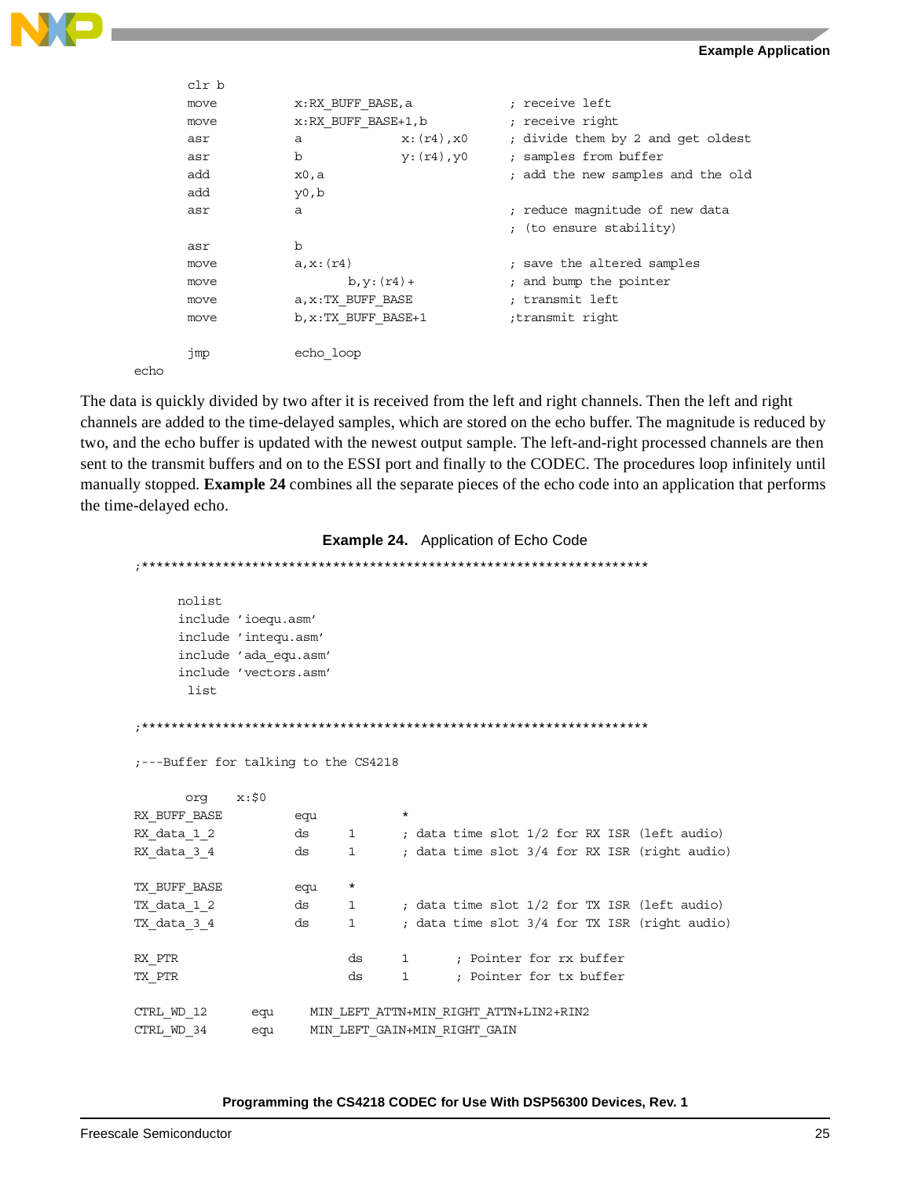```
        clr b
        move        x:RX_BUFF_BASE,a            ; receive left
        move        x:RX_BUFF_BASE+1,b          ; receive right
        asr         a           x:(r4),x0       ; divide them by 2 and get oldest
        asr         b           y:(r4),y0       ; samples from buffer
        add         x0,a                        ; add the new samples and the old
        add         y0,b
        asr         a                           ; reduce magnitude of new data
                                                ; (to ensure stability)
        asr         b
        move        a,x:(r4)                    ; save the altered samples
        move               b,y:(r4)+            ; and bump the pointer
        move        a,x:TX_BUFF_BASE            ; transmit left
        move        b,x:TX_BUFF_BASE+1          ;transmit right

        jmp         echo_loop
echo
```

The data is quickly divided by two after it is received from the left and right channels. Then the left and right channels are added to the time-delayed samples, which are stored on the echo buffer. The magnitude is reduced by two, and the echo buffer is updated with the newest output sample. The left-and-right processed channels are then sent to the transmit buffers and on to the ESSI port and finally to the CODEC. The procedures loop infinitely until manually stopped. **Example 24** combines all the separate pieces of the echo code into an application that performs the time-delayed echo.

**Example 24.** Application of Echo Code

```
;***********************************************************************

      nolist
      include 'ioequ.asm'
      include 'intequ.asm'
      include 'ada_equ.asm'
      include 'vectors.asm'
       list

;***********************************************************************

;---Buffer for talking to the CS4218

       org    x:$0
RX_BUFF_BASE        equ          *
RX_data_1_2         ds      1      ; data time slot 1/2 for RX ISR (left audio)
RX_data_3_4         ds      1      ; data time slot 3/4 for RX ISR (right audio)

TX_BUFF_BASE        equ     *
TX_data_1_2         ds      1      ; data time slot 1/2 for TX ISR (left audio)
TX_data_3_4         ds      1      ; data time slot 3/4 for TX ISR (right audio)

RX_PTR                      ds      1      ; Pointer for rx buffer
TX_PTR                      ds      1      ; Pointer for tx buffer

CTRL_WD_12      equ     MIN_LEFT_ATTN+MIN_RIGHT_ATTN+LIN2+RIN2
CTRL_WD_34      equ     MIN_LEFT_GAIN+MIN_RIGHT_GAIN
```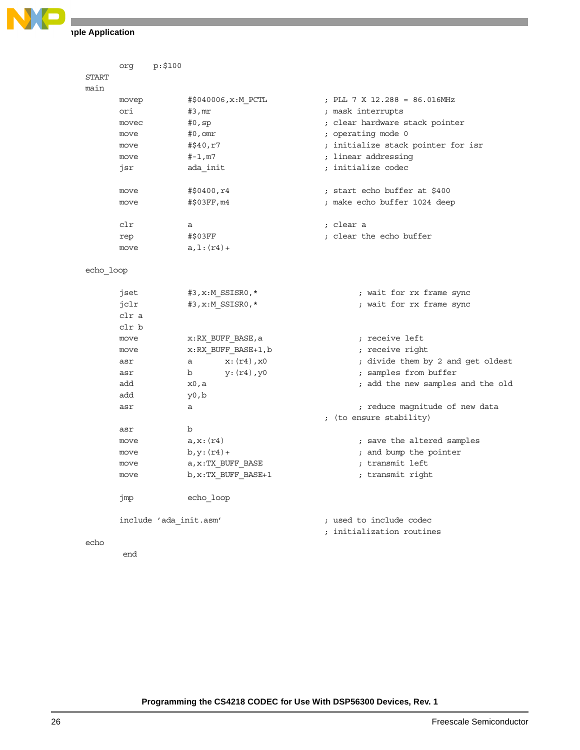```
        org     p:$100
START
main
        movep           #$040006,x:M_PCTL               ; PLL 7 X 12.288 = 86.016MHz
        ori             #3,mr                           ; mask interrupts
        movec           #0,sp                           ; clear hardware stack pointer
        move            #0,omr                          ; operating mode 0
        move            #$40,r7                         ; initialize stack pointer for isr
        move            #-1,m7                          ; linear addressing
        jsr             ada_init                        ; initialize codec

        move            #$0400,r4                       ; start echo buffer at $400
        move            #$03FF,m4                       ; make echo buffer 1024 deep

        clr             a                               ; clear a
        rep             #$03FF                          ; clear the echo buffer
        move            a,l:(r4)+

echo_loop

        jset            #3,x:M_SSISR0,*                         ; wait for rx frame sync
        jclr            #3,x:M_SSISR0,*                         ; wait for rx frame sync
        clr a
        clr b
        move            x:RX_BUFF_BASE,a                        ; receive left
        move            x:RX_BUFF_BASE+1,b                      ; receive right
        asr             a       x:(r4),x0                       ; divide them by 2 and get oldest
        asr             b       y:(r4),y0                       ; samples from buffer
        add             x0,a                                    ; add the new samples and the old
        add             y0,b
        asr             a                                       ; reduce magnitude of new data
                                                        ; (to ensure stability)
        asr             b
        move            a,x:(r4)                                ; save the altered samples
        move            b,y:(r4)+                               ; and bump the pointer
        move            a,x:TX_BUFF_BASE                        ; transmit left
        move            b,x:TX_BUFF_BASE+1                      ; transmit right

        jmp             echo_loop

        include 'ada_init.asm'                          ; used to include codec
                                                        ; initialization routines
echo
         end
```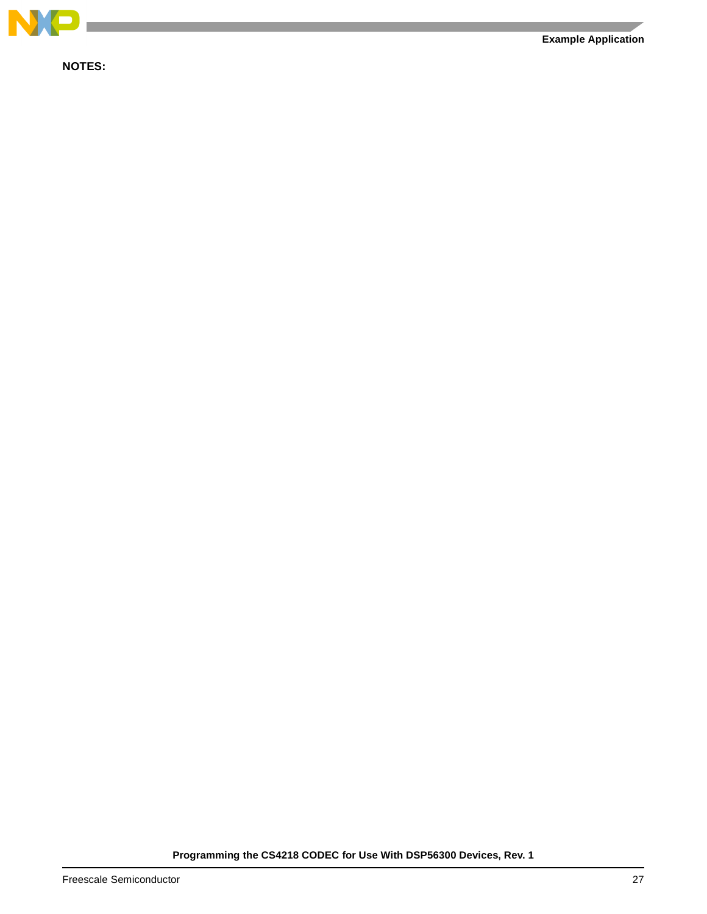**NOTES:**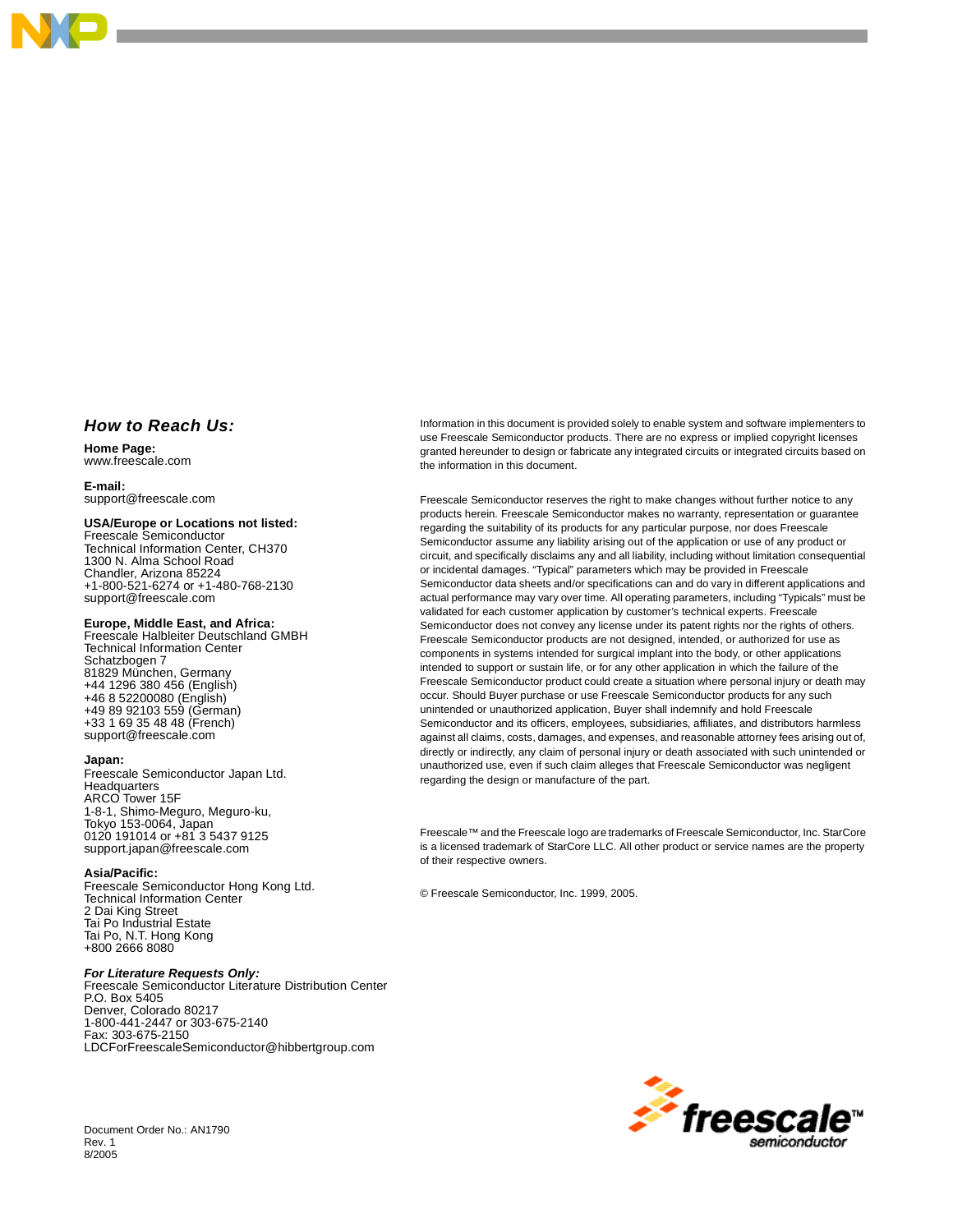## *How to Reach Us:*

**Home Page:**
www.freescale.com

**E-mail:**
support@freescale.com

**USA/Europe or Locations not listed:**
Freescale Semiconductor
Technical Information Center, CH370
1300 N. Alma School Road
Chandler, Arizona 85224
+1-800-521-6274 or +1-480-768-2130
support@freescale.com

**Europe, Middle East, and Africa:**
Freescale Halbleiter Deutschland GMBH
Technical Information Center
Schatzbogen 7
81829 München, Germany
+44 1296 380 456 (English)
+46 8 52200080 (English)
+49 89 92103 559 (German)
+33 1 69 35 48 48 (French)
support@freescale.com

**Japan:**
Freescale Semiconductor Japan Ltd.
Headquarters
ARCO Tower 15F
1-8-1, Shimo-Meguro, Meguro-ku,
Tokyo 153-0064, Japan
0120 191014 or +81 3 5437 9125
support.japan@freescale.com

**Asia/Pacific:**
Freescale Semiconductor Hong Kong Ltd.
Technical Information Center
2 Dai King Street
Tai Po Industrial Estate
Tai Po, N.T. Hong Kong
+800 2666 8080

***For Literature Requests Only:***
Freescale Semiconductor Literature Distribution Center
P.O. Box 5405
Denver, Colorado 80217
1-800-441-2447 or 303-675-2140
Fax: 303-675-2150
LDCForFreescaleSemiconductor@hibbertgroup.com

Information in this document is provided solely to enable system and software implementers to use Freescale Semiconductor products. There are no express or implied copyright licenses granted hereunder to design or fabricate any integrated circuits or integrated circuits based on the information in this document.

Freescale Semiconductor reserves the right to make changes without further notice to any products herein. Freescale Semiconductor makes no warranty, representation or guarantee regarding the suitability of its products for any particular purpose, nor does Freescale Semiconductor assume any liability arising out of the application or use of any product or circuit, and specifically disclaims any and all liability, including without limitation consequential or incidental damages. "Typical" parameters which may be provided in Freescale Semiconductor data sheets and/or specifications can and do vary in different applications and actual performance may vary over time. All operating parameters, including "Typicals" must be validated for each customer application by customer's technical experts. Freescale Semiconductor does not convey any license under its patent rights nor the rights of others. Freescale Semiconductor products are not designed, intended, or authorized for use as components in systems intended for surgical implant into the body, or other applications intended to support or sustain life, or for any other application in which the failure of the Freescale Semiconductor product could create a situation where personal injury or death may occur. Should Buyer purchase or use Freescale Semiconductor products for any such unintended or unauthorized application, Buyer shall indemnify and hold Freescale Semiconductor and its officers, employees, subsidiaries, affiliates, and distributors harmless against all claims, costs, damages, and expenses, and reasonable attorney fees arising out of, directly or indirectly, any claim of personal injury or death associated with such unintended or unauthorized use, even if such claim alleges that Freescale Semiconductor was negligent regarding the design or manufacture of the part.

Freescale™ and the Freescale logo are trademarks of Freescale Semiconductor, Inc. StarCore is a licensed trademark of StarCore LLC. All other product or service names are the property of their respective owners.

© Freescale Semiconductor, Inc. 1999, 2005.

Document Order No.: AN1790
Rev. 1
8/2005